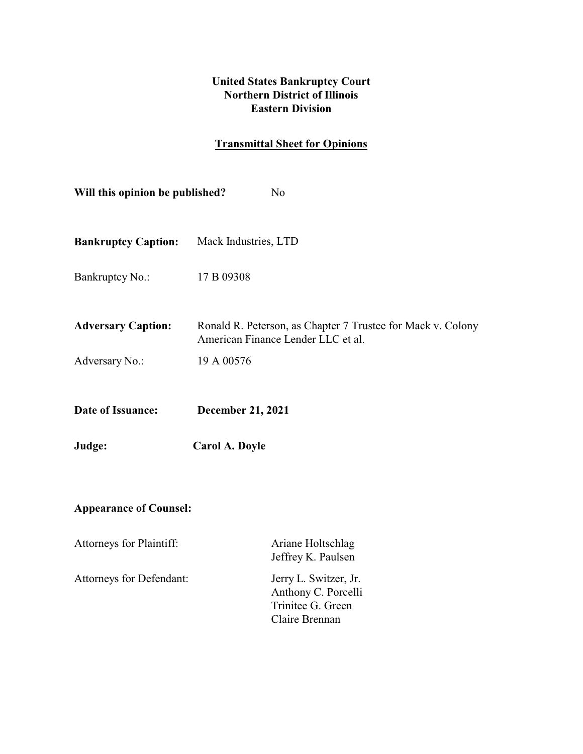**United States Bankruptcy Court**
**Northern District of Illinois**
**Eastern Division**

**Transmittal Sheet for Opinions**

**Will this opinion be published?** No

**Bankruptcy Caption:** Mack Industries, LTD

Bankruptcy No.: 17 B 09308

**Adversary Caption:** Ronald R. Peterson, as Chapter 7 Trustee for Mack v. Colony American Finance Lender LLC et al.

Adversary No.: 19 A 00576

**Date of Issuance:** **December 21, 2021**

**Judge:** **Carol A. Doyle**

**Appearance of Counsel:**

Attorneys for Plaintiff: Ariane Holtschlag
Jeffrey K. Paulsen

Attorneys for Defendant: Jerry L. Switzer, Jr.
Anthony C. Porcelli
Trinitee G. Green
Claire Brennan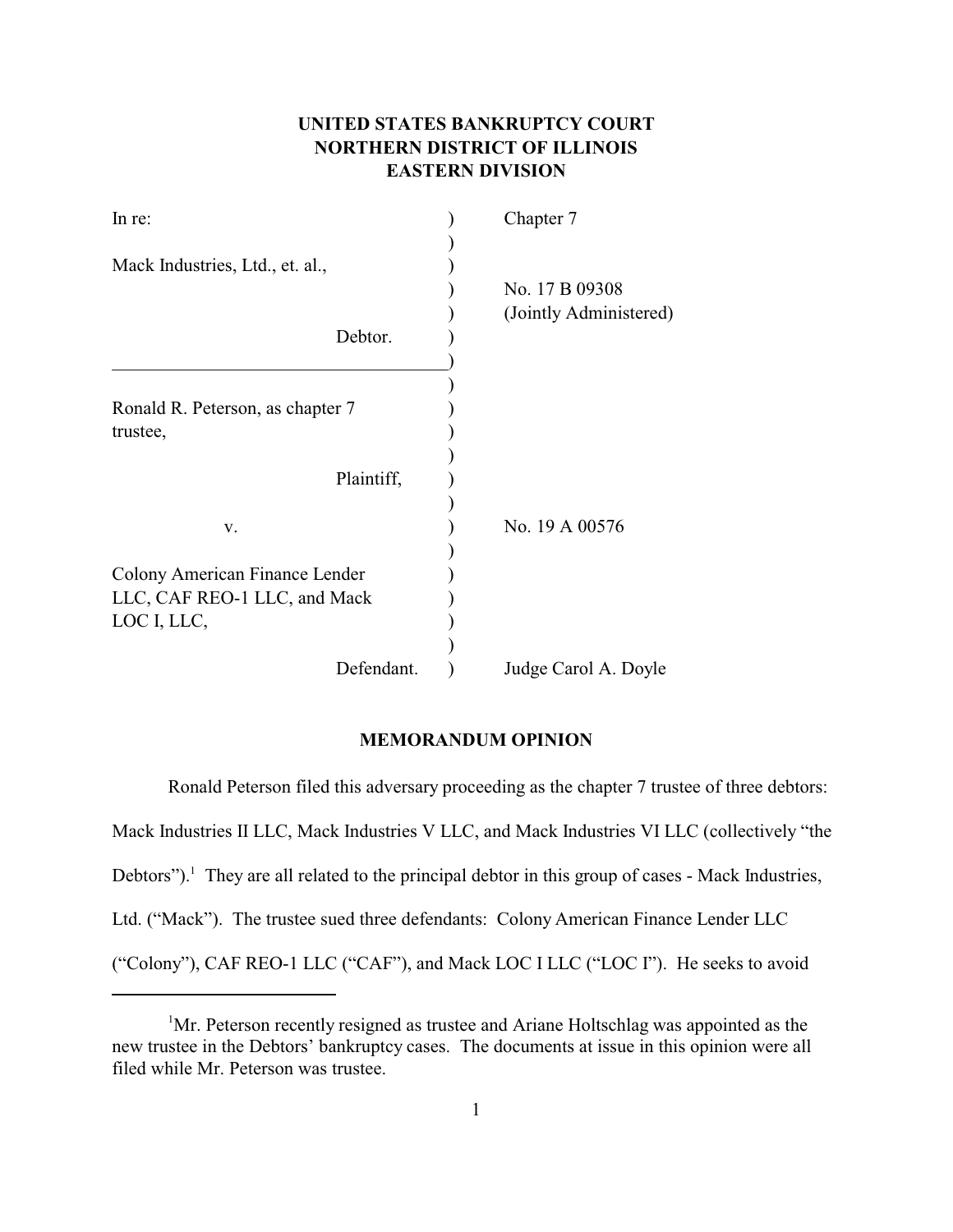# UNITED STATES BANKRUPTCY COURT
# NORTHERN DISTRICT OF ILLINOIS
# EASTERN DIVISION

| | | |
|---|---|---|
| In re: | ) | Chapter 7 |
| | ) | |
| Mack Industries, Ltd., et. al., | ) | |
| | ) | No. 17 B 09308 |
| | ) | (Jointly Administered) |
| Debtor. | ) | |
| | ) | |
| | ) | |
| Ronald R. Peterson, as chapter 7 trustee, | ) | |
| | ) | |
| Plaintiff, | ) | |
| | ) | |
| v. | ) | No. 19 A 00576 |
| | ) | |
| Colony American Finance Lender LLC, CAF REO-1 LLC, and Mack LOC I, LLC, | ) | |
| | ) | |
| Defendant. | ) | Judge Carol A. Doyle |

## MEMORANDUM OPINION

Ronald Peterson filed this adversary proceeding as the chapter 7 trustee of three debtors: Mack Industries II LLC, Mack Industries V LLC, and Mack Industries VI LLC (collectively "the Debtors").[1] They are all related to the principal debtor in this group of cases - Mack Industries, Ltd. ("Mack"). The trustee sued three defendants: Colony American Finance Lender LLC ("Colony"), CAF REO-1 LLC ("CAF"), and Mack LOC I LLC ("LOC I"). He seeks to avoid

[1] Mr. Peterson recently resigned as trustee and Ariane Holtschlag was appointed as the new trustee in the Debtors' bankruptcy cases. The documents at issue in this opinion were all filed while Mr. Peterson was trustee.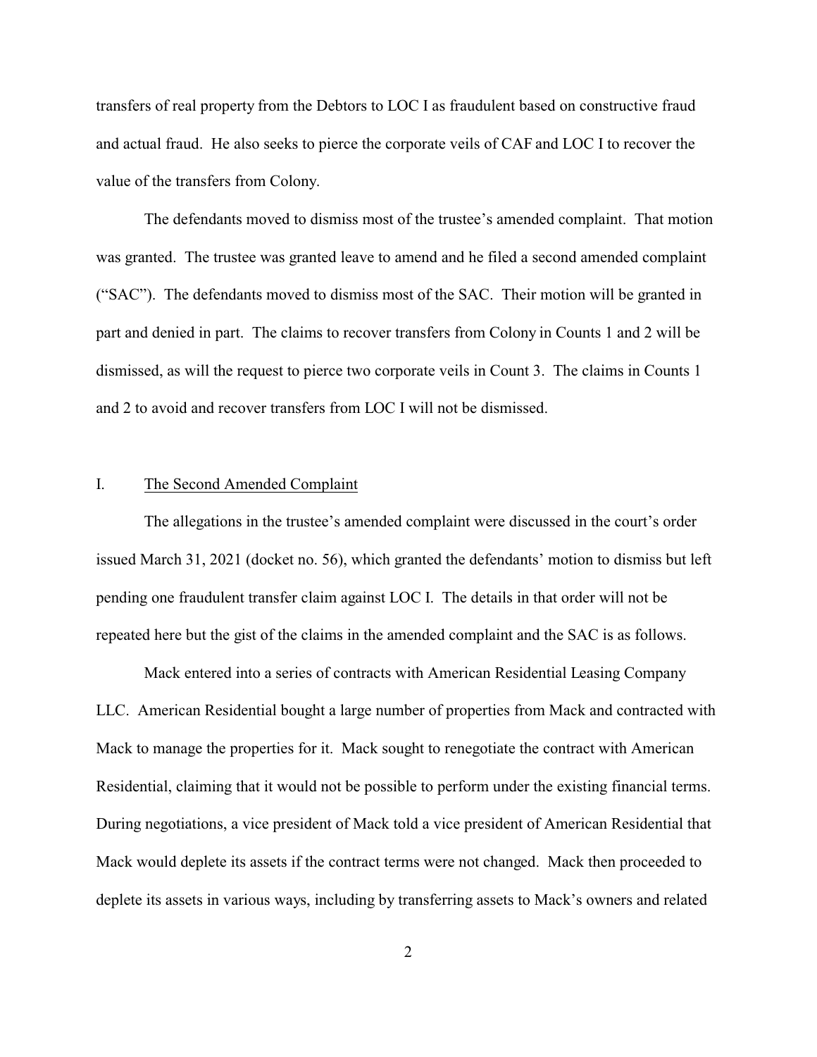transfers of real property from the Debtors to LOC I as fraudulent based on constructive fraud and actual fraud. He also seeks to pierce the corporate veils of CAF and LOC I to recover the value of the transfers from Colony.

The defendants moved to dismiss most of the trustee's amended complaint. That motion was granted. The trustee was granted leave to amend and he filed a second amended complaint ("SAC"). The defendants moved to dismiss most of the SAC. Their motion will be granted in part and denied in part. The claims to recover transfers from Colony in Counts 1 and 2 will be dismissed, as will the request to pierce two corporate veils in Count 3. The claims in Counts 1 and 2 to avoid and recover transfers from LOC I will not be dismissed.

## I. The Second Amended Complaint

The allegations in the trustee's amended complaint were discussed in the court's order issued March 31, 2021 (docket no. 56), which granted the defendants' motion to dismiss but left pending one fraudulent transfer claim against LOC I. The details in that order will not be repeated here but the gist of the claims in the amended complaint and the SAC is as follows.

Mack entered into a series of contracts with American Residential Leasing Company LLC. American Residential bought a large number of properties from Mack and contracted with Mack to manage the properties for it. Mack sought to renegotiate the contract with American Residential, claiming that it would not be possible to perform under the existing financial terms. During negotiations, a vice president of Mack told a vice president of American Residential that Mack would deplete its assets if the contract terms were not changed. Mack then proceeded to deplete its assets in various ways, including by transferring assets to Mack's owners and related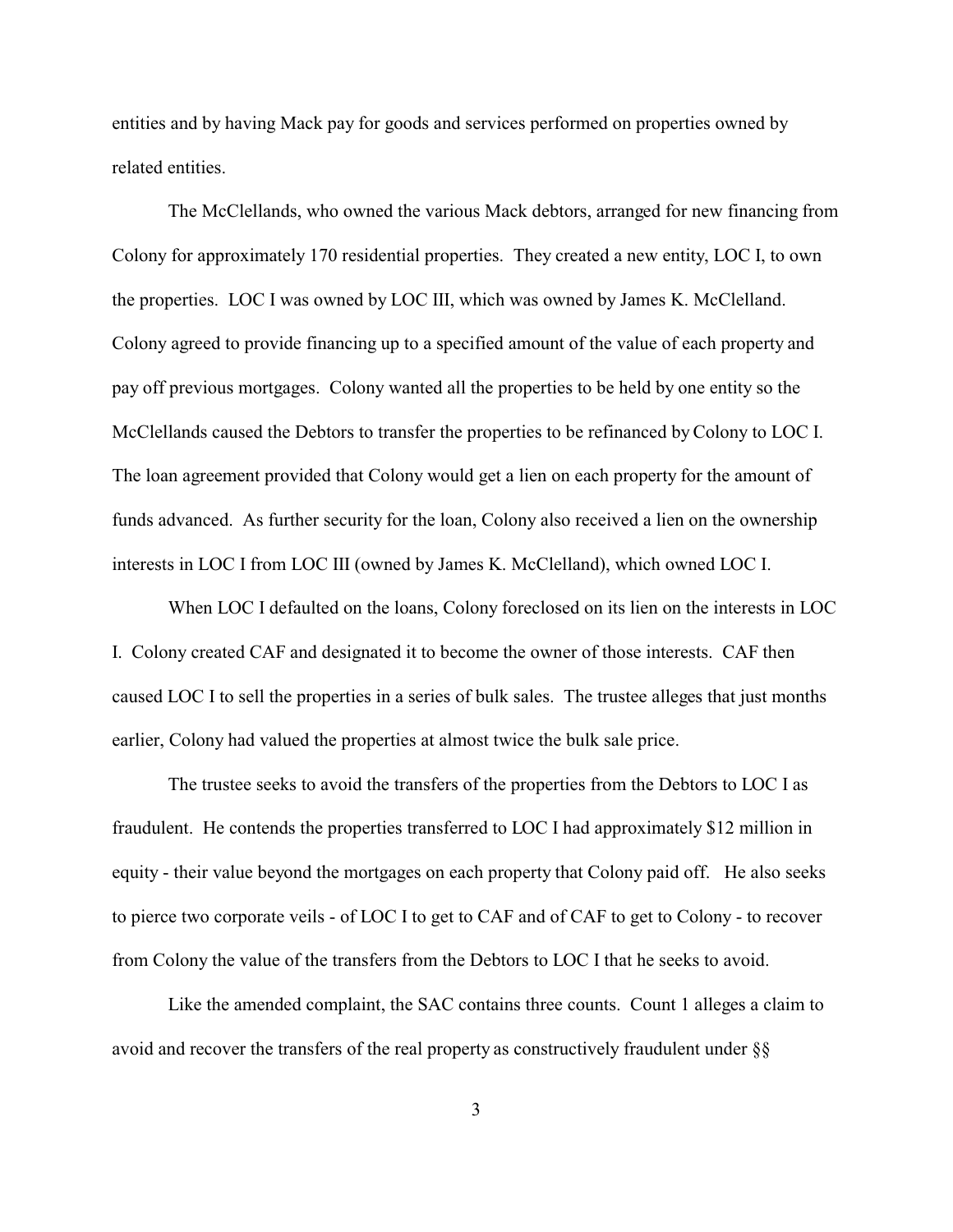entities and by having Mack pay for goods and services performed on properties owned by related entities.

The McClellands, who owned the various Mack debtors, arranged for new financing from Colony for approximately 170 residential properties. They created a new entity, LOC I, to own the properties. LOC I was owned by LOC III, which was owned by James K. McClelland. Colony agreed to provide financing up to a specified amount of the value of each property and pay off previous mortgages. Colony wanted all the properties to be held by one entity so the McClellands caused the Debtors to transfer the properties to be refinanced by Colony to LOC I. The loan agreement provided that Colony would get a lien on each property for the amount of funds advanced. As further security for the loan, Colony also received a lien on the ownership interests in LOC I from LOC III (owned by James K. McClelland), which owned LOC I.

When LOC I defaulted on the loans, Colony foreclosed on its lien on the interests in LOC I. Colony created CAF and designated it to become the owner of those interests. CAF then caused LOC I to sell the properties in a series of bulk sales. The trustee alleges that just months earlier, Colony had valued the properties at almost twice the bulk sale price.

The trustee seeks to avoid the transfers of the properties from the Debtors to LOC I as fraudulent. He contends the properties transferred to LOC I had approximately $12 million in equity - their value beyond the mortgages on each property that Colony paid off. He also seeks to pierce two corporate veils - of LOC I to get to CAF and of CAF to get to Colony - to recover from Colony the value of the transfers from the Debtors to LOC I that he seeks to avoid.

Like the amended complaint, the SAC contains three counts. Count 1 alleges a claim to avoid and recover the transfers of the real property as constructively fraudulent under §§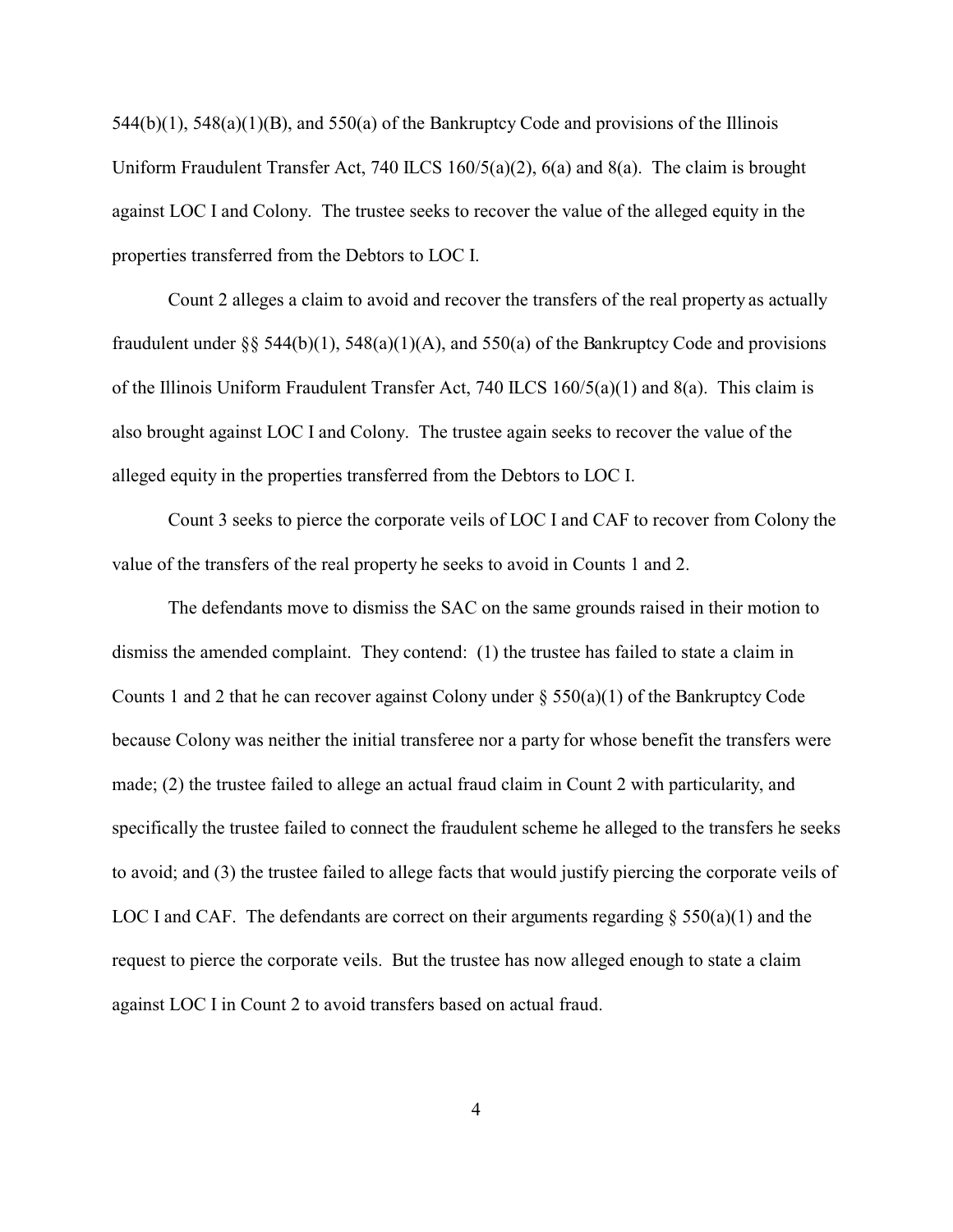544(b)(1), 548(a)(1)(B), and 550(a) of the Bankruptcy Code and provisions of the Illinois Uniform Fraudulent Transfer Act, 740 ILCS 160/5(a)(2), 6(a) and 8(a). The claim is brought against LOC I and Colony. The trustee seeks to recover the value of the alleged equity in the properties transferred from the Debtors to LOC I.

Count 2 alleges a claim to avoid and recover the transfers of the real property as actually fraudulent under §§ 544(b)(1), 548(a)(1)(A), and 550(a) of the Bankruptcy Code and provisions of the Illinois Uniform Fraudulent Transfer Act, 740 ILCS 160/5(a)(1) and 8(a). This claim is also brought against LOC I and Colony. The trustee again seeks to recover the value of the alleged equity in the properties transferred from the Debtors to LOC I.

Count 3 seeks to pierce the corporate veils of LOC I and CAF to recover from Colony the value of the transfers of the real property he seeks to avoid in Counts 1 and 2.

The defendants move to dismiss the SAC on the same grounds raised in their motion to dismiss the amended complaint. They contend: (1) the trustee has failed to state a claim in Counts 1 and 2 that he can recover against Colony under § 550(a)(1) of the Bankruptcy Code because Colony was neither the initial transferee nor a party for whose benefit the transfers were made; (2) the trustee failed to allege an actual fraud claim in Count 2 with particularity, and specifically the trustee failed to connect the fraudulent scheme he alleged to the transfers he seeks to avoid; and (3) the trustee failed to allege facts that would justify piercing the corporate veils of LOC I and CAF. The defendants are correct on their arguments regarding § 550(a)(1) and the request to pierce the corporate veils. But the trustee has now alleged enough to state a claim against LOC I in Count 2 to avoid transfers based on actual fraud.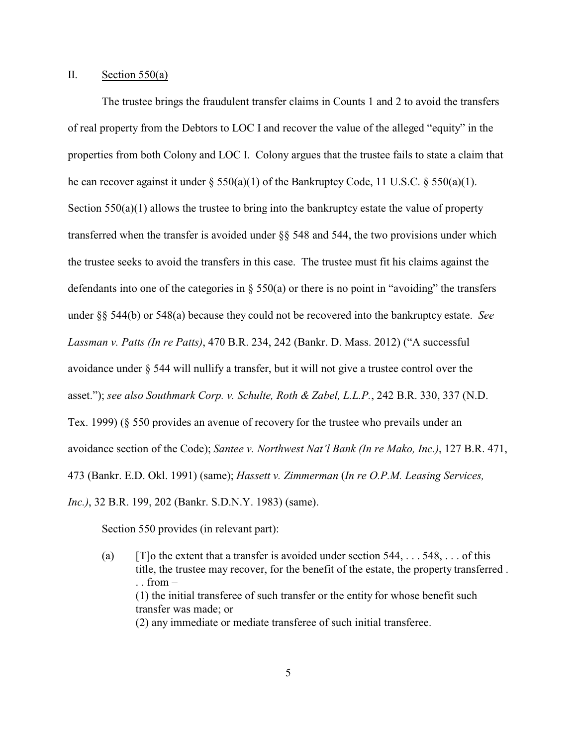## II. Section 550(a)

The trustee brings the fraudulent transfer claims in Counts 1 and 2 to avoid the transfers of real property from the Debtors to LOC I and recover the value of the alleged "equity" in the properties from both Colony and LOC I. Colony argues that the trustee fails to state a claim that he can recover against it under § 550(a)(1) of the Bankruptcy Code, 11 U.S.C. § 550(a)(1). Section 550(a)(1) allows the trustee to bring into the bankruptcy estate the value of property transferred when the transfer is avoided under §§ 548 and 544, the two provisions under which the trustee seeks to avoid the transfers in this case. The trustee must fit his claims against the defendants into one of the categories in § 550(a) or there is no point in "avoiding" the transfers under §§ 544(b) or 548(a) because they could not be recovered into the bankruptcy estate. *See Lassman v. Patts (In re Patts)*, 470 B.R. 234, 242 (Bankr. D. Mass. 2012) ("A successful avoidance under § 544 will nullify a transfer, but it will not give a trustee control over the asset."); *see also Southmark Corp. v. Schulte, Roth & Zabel, L.L.P.*, 242 B.R. 330, 337 (N.D. Tex. 1999) (§ 550 provides an avenue of recovery for the trustee who prevails under an avoidance section of the Code); *Santee v. Northwest Nat'l Bank (In re Mako, Inc.)*, 127 B.R. 471, 473 (Bankr. E.D. Okl. 1991) (same); *Hassett v. Zimmerman* (*In re O.P.M. Leasing Services, Inc.)*, 32 B.R. 199, 202 (Bankr. S.D.N.Y. 1983) (same).

Section 550 provides (in relevant part):

> (a) [T]o the extent that a transfer is avoided under section 544, . . . 548, . . . of this title, the trustee may recover, for the benefit of the estate, the property transferred . . . from –
> (1) the initial transferee of such transfer or the entity for whose benefit such transfer was made; or
> (2) any immediate or mediate transferee of such initial transferee.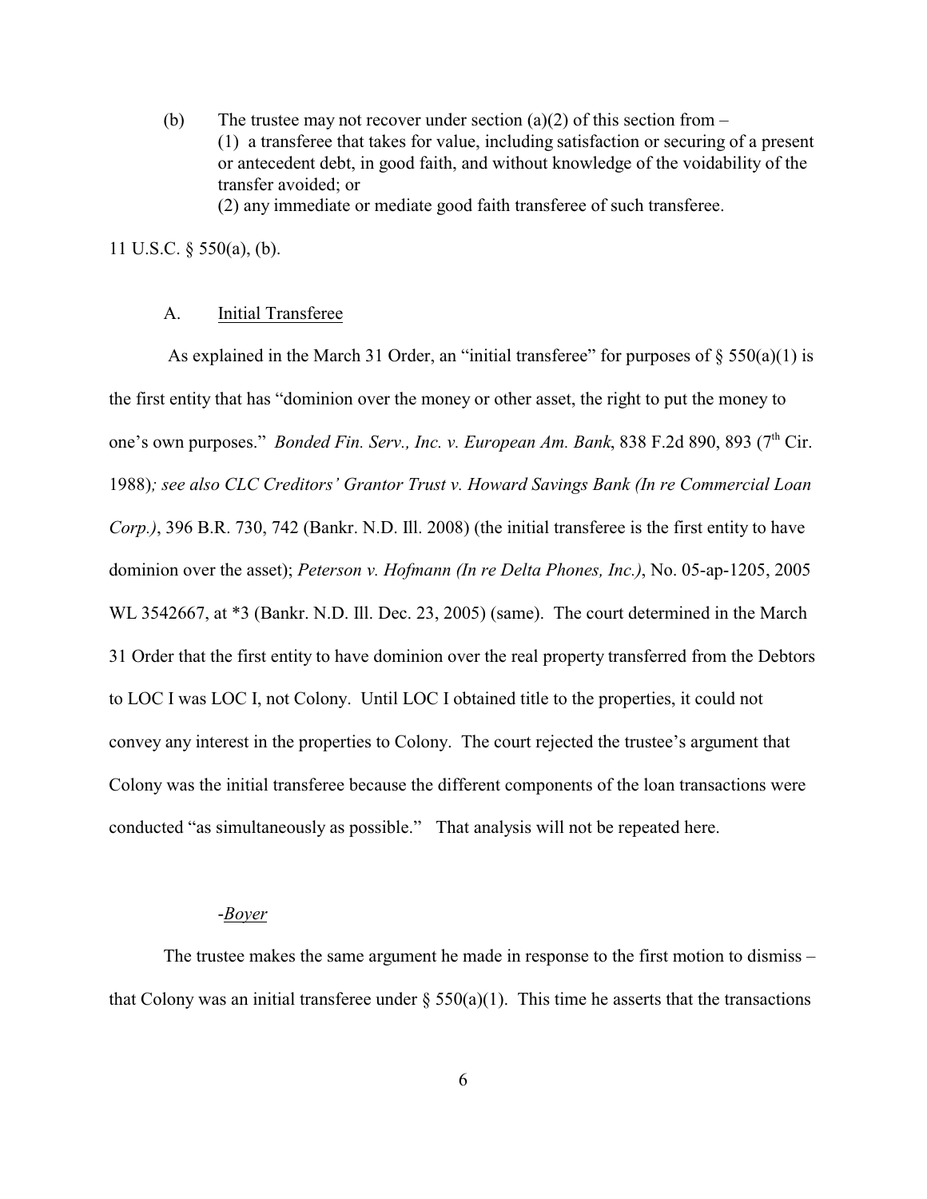(b) The trustee may not recover under section (a)(2) of this section from –
(1) a transferee that takes for value, including satisfaction or securing of a present or antecedent debt, in good faith, and without knowledge of the voidability of the transfer avoided; or
(2) any immediate or mediate good faith transferee of such transferee.

11 U.S.C. § 550(a), (b).

A. Initial Transferee

As explained in the March 31 Order, an "initial transferee" for purposes of § 550(a)(1) is the first entity that has "dominion over the money or other asset, the right to put the money to one's own purposes." *Bonded Fin. Serv., Inc. v. European Am. Bank*, 838 F.2d 890, 893 (7th Cir. 1988)*; see also CLC Creditors' Grantor Trust v. Howard Savings Bank (In re Commercial Loan Corp.)*, 396 B.R. 730, 742 (Bankr. N.D. Ill. 2008) (the initial transferee is the first entity to have dominion over the asset); *Peterson v. Hofmann (In re Delta Phones, Inc.)*, No. 05-ap-1205, 2005 WL 3542667, at *3 (Bankr. N.D. Ill. Dec. 23, 2005) (same). The court determined in the March 31 Order that the first entity to have dominion over the real property transferred from the Debtors to LOC I was LOC I, not Colony. Until LOC I obtained title to the properties, it could not convey any interest in the properties to Colony. The court rejected the trustee's argument that Colony was the initial transferee because the different components of the loan transactions were conducted "as simultaneously as possible." That analysis will not be repeated here.

-Boyer

The trustee makes the same argument he made in response to the first motion to dismiss – that Colony was an initial transferee under § 550(a)(1). This time he asserts that the transactions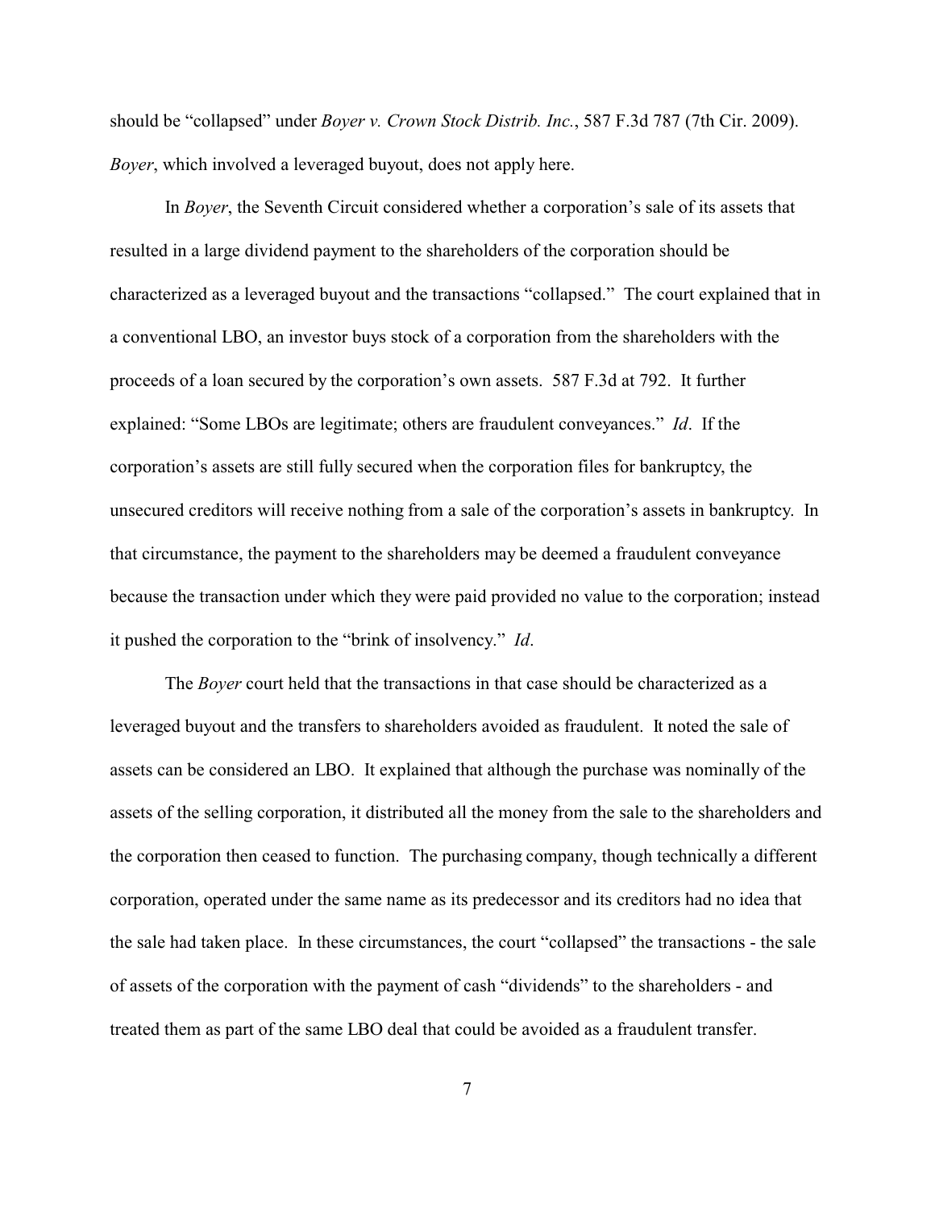should be "collapsed" under *Boyer v. Crown Stock Distrib. Inc.*, 587 F.3d 787 (7th Cir. 2009). *Boyer*, which involved a leveraged buyout, does not apply here.

In *Boyer*, the Seventh Circuit considered whether a corporation's sale of its assets that resulted in a large dividend payment to the shareholders of the corporation should be characterized as a leveraged buyout and the transactions "collapsed." The court explained that in a conventional LBO, an investor buys stock of a corporation from the shareholders with the proceeds of a loan secured by the corporation's own assets. 587 F.3d at 792. It further explained: "Some LBOs are legitimate; others are fraudulent conveyances." *Id*. If the corporation's assets are still fully secured when the corporation files for bankruptcy, the unsecured creditors will receive nothing from a sale of the corporation's assets in bankruptcy. In that circumstance, the payment to the shareholders may be deemed a fraudulent conveyance because the transaction under which they were paid provided no value to the corporation; instead it pushed the corporation to the "brink of insolvency." *Id*.

The *Boyer* court held that the transactions in that case should be characterized as a leveraged buyout and the transfers to shareholders avoided as fraudulent. It noted the sale of assets can be considered an LBO. It explained that although the purchase was nominally of the assets of the selling corporation, it distributed all the money from the sale to the shareholders and the corporation then ceased to function. The purchasing company, though technically a different corporation, operated under the same name as its predecessor and its creditors had no idea that the sale had taken place. In these circumstances, the court "collapsed" the transactions - the sale of assets of the corporation with the payment of cash "dividends" to the shareholders - and treated them as part of the same LBO deal that could be avoided as a fraudulent transfer.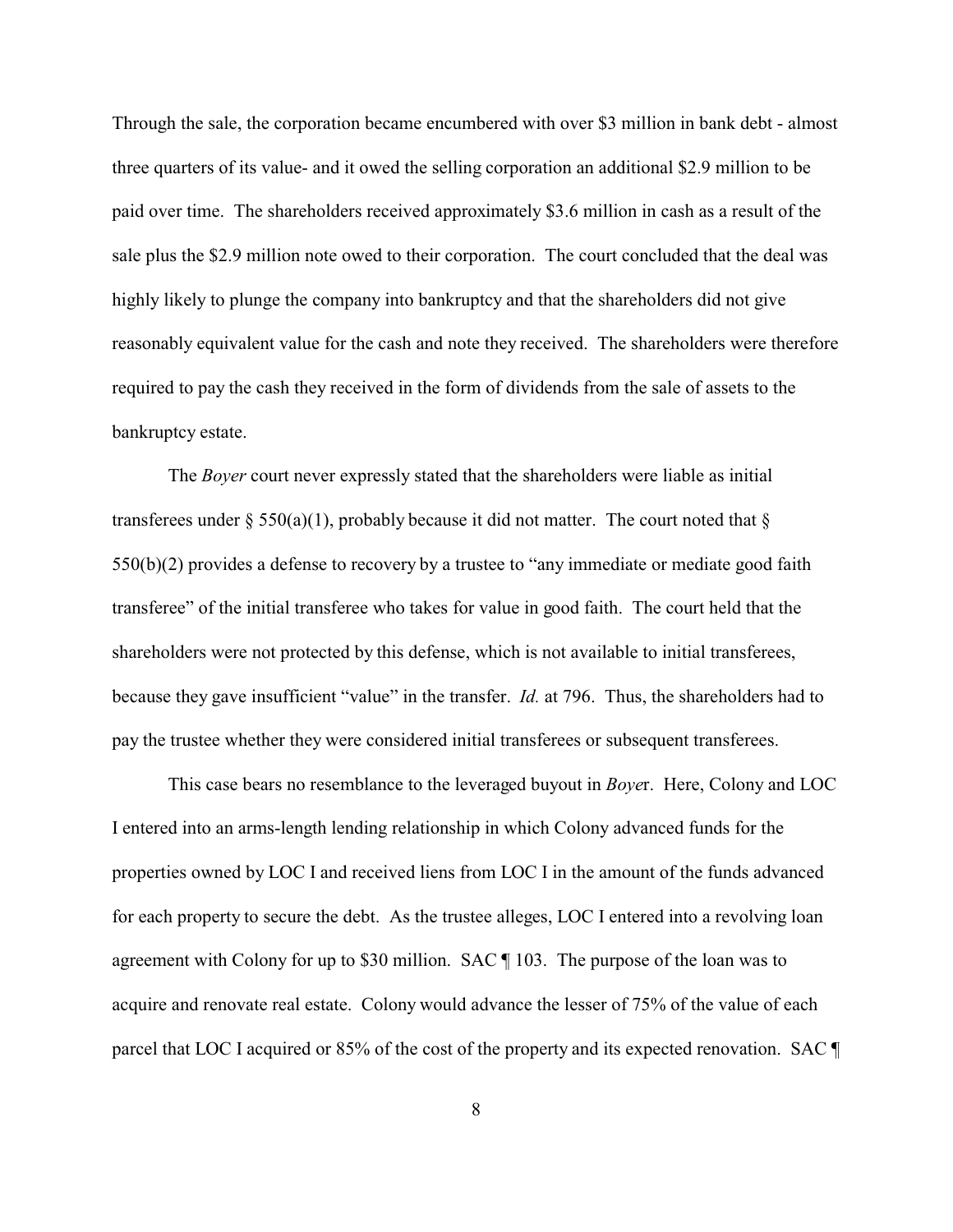Through the sale, the corporation became encumbered with over $3 million in bank debt - almost three quarters of its value- and it owed the selling corporation an additional $2.9 million to be paid over time. The shareholders received approximately $3.6 million in cash as a result of the sale plus the $2.9 million note owed to their corporation. The court concluded that the deal was highly likely to plunge the company into bankruptcy and that the shareholders did not give reasonably equivalent value for the cash and note they received. The shareholders were therefore required to pay the cash they received in the form of dividends from the sale of assets to the bankruptcy estate.

The *Boyer* court never expressly stated that the shareholders were liable as initial transferees under § 550(a)(1), probably because it did not matter. The court noted that § 550(b)(2) provides a defense to recovery by a trustee to "any immediate or mediate good faith transferee" of the initial transferee who takes for value in good faith. The court held that the shareholders were not protected by this defense, which is not available to initial transferees, because they gave insufficient "value" in the transfer. *Id.* at 796. Thus, the shareholders had to pay the trustee whether they were considered initial transferees or subsequent transferees.

This case bears no resemblance to the leveraged buyout in *Boye*r. Here, Colony and LOC I entered into an arms-length lending relationship in which Colony advanced funds for the properties owned by LOC I and received liens from LOC I in the amount of the funds advanced for each property to secure the debt. As the trustee alleges, LOC I entered into a revolving loan agreement with Colony for up to $30 million. SAC ¶ 103. The purpose of the loan was to acquire and renovate real estate. Colony would advance the lesser of 75% of the value of each parcel that LOC I acquired or 85% of the cost of the property and its expected renovation. SAC ¶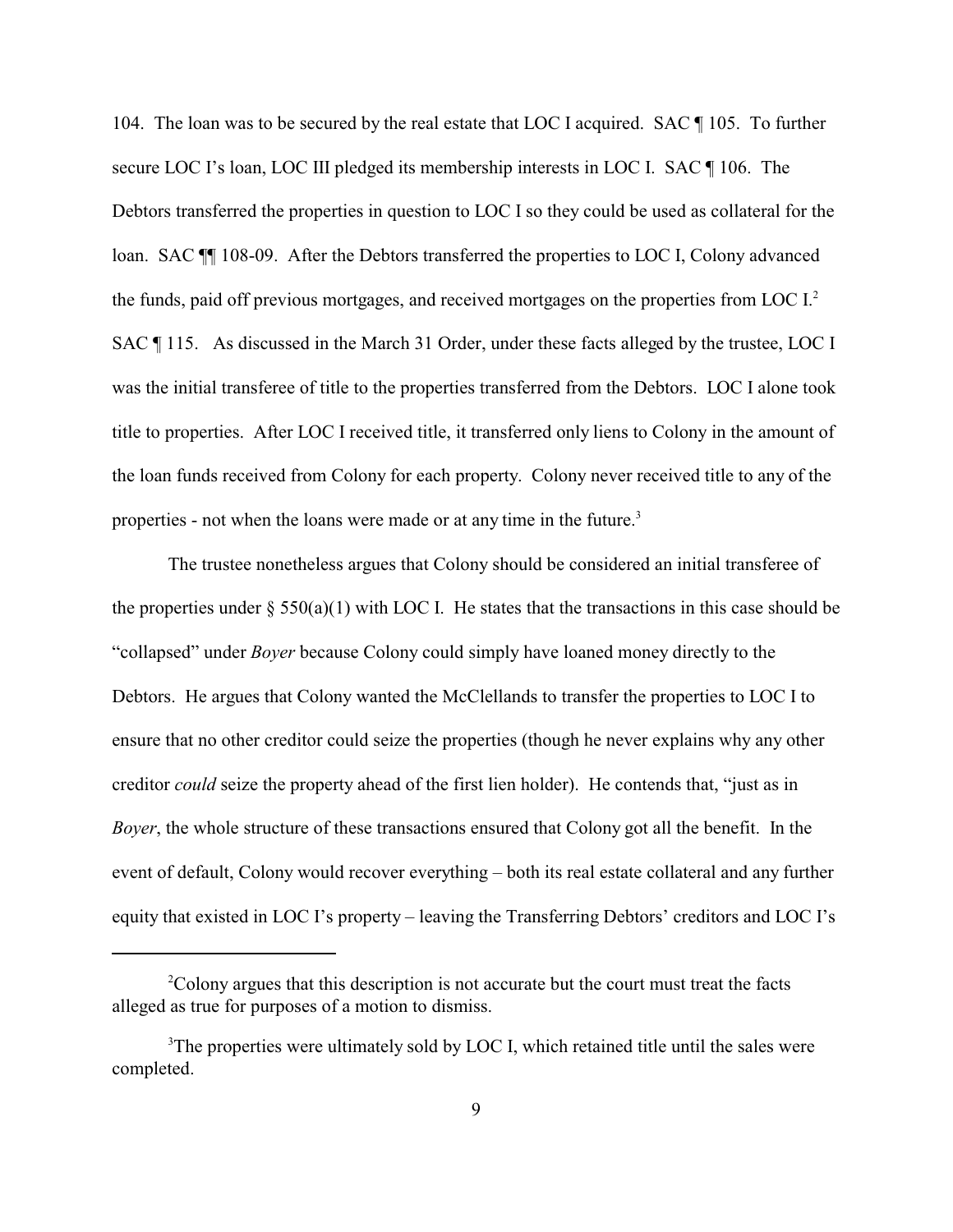104. The loan was to be secured by the real estate that LOC I acquired. SAC ¶ 105. To further secure LOC I's loan, LOC III pledged its membership interests in LOC I. SAC ¶ 106. The Debtors transferred the properties in question to LOC I so they could be used as collateral for the loan. SAC ¶¶ 108-09. After the Debtors transferred the properties to LOC I, Colony advanced the funds, paid off previous mortgages, and received mortgages on the properties from LOC I.[2] SAC ¶ 115. As discussed in the March 31 Order, under these facts alleged by the trustee, LOC I was the initial transferee of title to the properties transferred from the Debtors. LOC I alone took title to properties. After LOC I received title, it transferred only liens to Colony in the amount of the loan funds received from Colony for each property. Colony never received title to any of the properties - not when the loans were made or at any time in the future.[3]

The trustee nonetheless argues that Colony should be considered an initial transferee of the properties under § 550(a)(1) with LOC I. He states that the transactions in this case should be "collapsed" under *Boyer* because Colony could simply have loaned money directly to the Debtors. He argues that Colony wanted the McClellands to transfer the properties to LOC I to ensure that no other creditor could seize the properties (though he never explains why any other creditor *could* seize the property ahead of the first lien holder). He contends that, "just as in *Boyer*, the whole structure of these transactions ensured that Colony got all the benefit. In the event of default, Colony would recover everything – both its real estate collateral and any further equity that existed in LOC I's property – leaving the Transferring Debtors' creditors and LOC I's

---

[2]Colony argues that this description is not accurate but the court must treat the facts alleged as true for purposes of a motion to dismiss.

[3]The properties were ultimately sold by LOC I, which retained title until the sales were completed.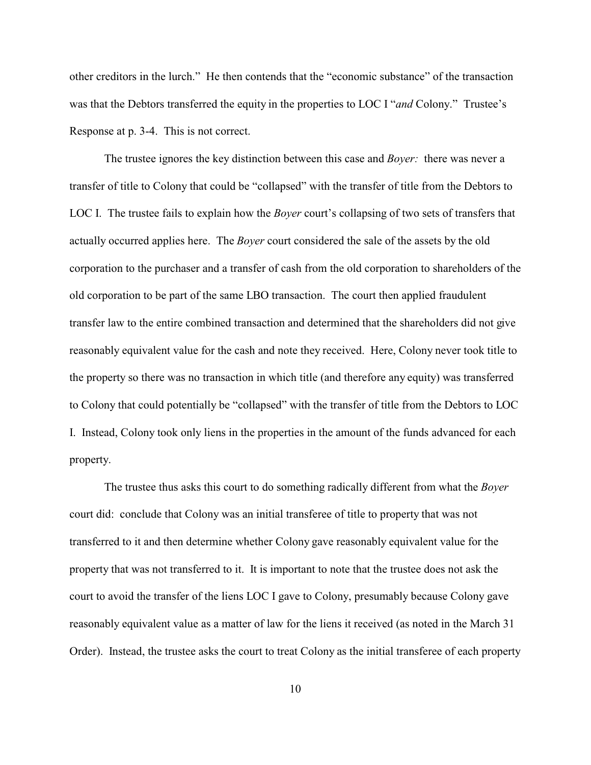other creditors in the lurch." He then contends that the "economic substance" of the transaction was that the Debtors transferred the equity in the properties to LOC I "*and* Colony." Trustee's Response at p. 3-4. This is not correct.

The trustee ignores the key distinction between this case and *Boyer:* there was never a transfer of title to Colony that could be "collapsed" with the transfer of title from the Debtors to LOC I. The trustee fails to explain how the *Boyer* court's collapsing of two sets of transfers that actually occurred applies here. The *Boyer* court considered the sale of the assets by the old corporation to the purchaser and a transfer of cash from the old corporation to shareholders of the old corporation to be part of the same LBO transaction. The court then applied fraudulent transfer law to the entire combined transaction and determined that the shareholders did not give reasonably equivalent value for the cash and note they received. Here, Colony never took title to the property so there was no transaction in which title (and therefore any equity) was transferred to Colony that could potentially be "collapsed" with the transfer of title from the Debtors to LOC I. Instead, Colony took only liens in the properties in the amount of the funds advanced for each property.

The trustee thus asks this court to do something radically different from what the *Boyer* court did: conclude that Colony was an initial transferee of title to property that was not transferred to it and then determine whether Colony gave reasonably equivalent value for the property that was not transferred to it. It is important to note that the trustee does not ask the court to avoid the transfer of the liens LOC I gave to Colony, presumably because Colony gave reasonably equivalent value as a matter of law for the liens it received (as noted in the March 31 Order). Instead, the trustee asks the court to treat Colony as the initial transferee of each property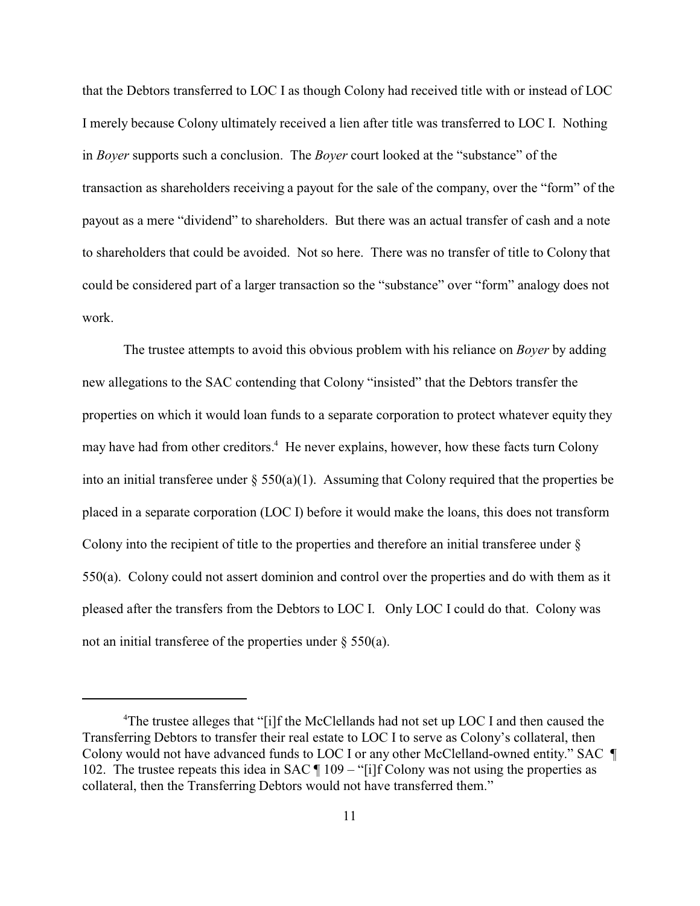that the Debtors transferred to LOC I as though Colony had received title with or instead of LOC I merely because Colony ultimately received a lien after title was transferred to LOC I. Nothing in *Boyer* supports such a conclusion. The *Boyer* court looked at the "substance" of the transaction as shareholders receiving a payout for the sale of the company, over the "form" of the payout as a mere "dividend" to shareholders. But there was an actual transfer of cash and a note to shareholders that could be avoided. Not so here. There was no transfer of title to Colony that could be considered part of a larger transaction so the "substance" over "form" analogy does not work.

The trustee attempts to avoid this obvious problem with his reliance on *Boyer* by adding new allegations to the SAC contending that Colony "insisted" that the Debtors transfer the properties on which it would loan funds to a separate corporation to protect whatever equity they may have had from other creditors.[4] He never explains, however, how these facts turn Colony into an initial transferee under § 550(a)(1). Assuming that Colony required that the properties be placed in a separate corporation (LOC I) before it would make the loans, this does not transform Colony into the recipient of title to the properties and therefore an initial transferee under § 550(a). Colony could not assert dominion and control over the properties and do with them as it pleased after the transfers from the Debtors to LOC I. Only LOC I could do that. Colony was not an initial transferee of the properties under § 550(a).

---

[4]The trustee alleges that "[i]f the McClellands had not set up LOC I and then caused the Transferring Debtors to transfer their real estate to LOC I to serve as Colony's collateral, then Colony would not have advanced funds to LOC I or any other McClelland-owned entity." SAC ¶ 102. The trustee repeats this idea in SAC ¶ 109 – "[i]f Colony was not using the properties as collateral, then the Transferring Debtors would not have transferred them."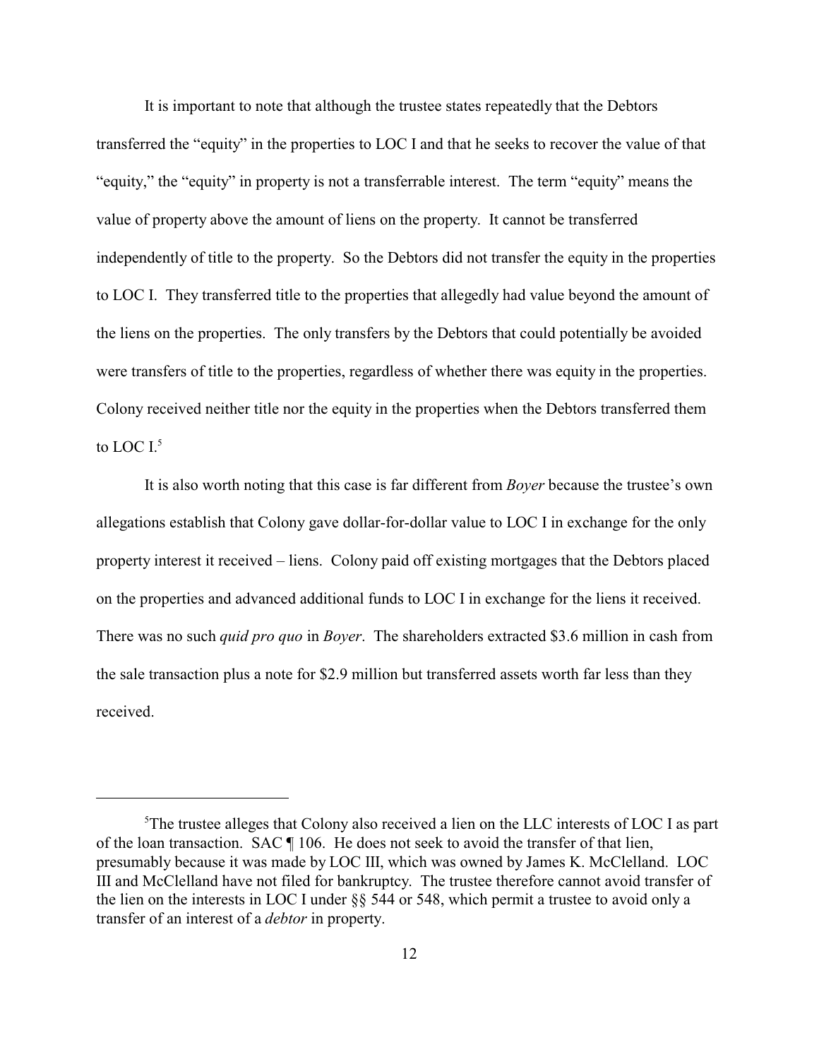It is important to note that although the trustee states repeatedly that the Debtors transferred the "equity" in the properties to LOC I and that he seeks to recover the value of that "equity," the "equity" in property is not a transferrable interest. The term "equity" means the value of property above the amount of liens on the property. It cannot be transferred independently of title to the property. So the Debtors did not transfer the equity in the properties to LOC I. They transferred title to the properties that allegedly had value beyond the amount of the liens on the properties. The only transfers by the Debtors that could potentially be avoided were transfers of title to the properties, regardless of whether there was equity in the properties. Colony received neither title nor the equity in the properties when the Debtors transferred them to LOC I.[5]

It is also worth noting that this case is far different from *Boyer* because the trustee's own allegations establish that Colony gave dollar-for-dollar value to LOC I in exchange for the only property interest it received – liens. Colony paid off existing mortgages that the Debtors placed on the properties and advanced additional funds to LOC I in exchange for the liens it received. There was no such *quid pro quo* in *Boyer*. The shareholders extracted \$3.6 million in cash from the sale transaction plus a note for \$2.9 million but transferred assets worth far less than they received.

---

[5] The trustee alleges that Colony also received a lien on the LLC interests of LOC I as part of the loan transaction. SAC ¶ 106. He does not seek to avoid the transfer of that lien, presumably because it was made by LOC III, which was owned by James K. McClelland. LOC III and McClelland have not filed for bankruptcy. The trustee therefore cannot avoid transfer of the lien on the interests in LOC I under §§ 544 or 548, which permit a trustee to avoid only a transfer of an interest of a *debtor* in property.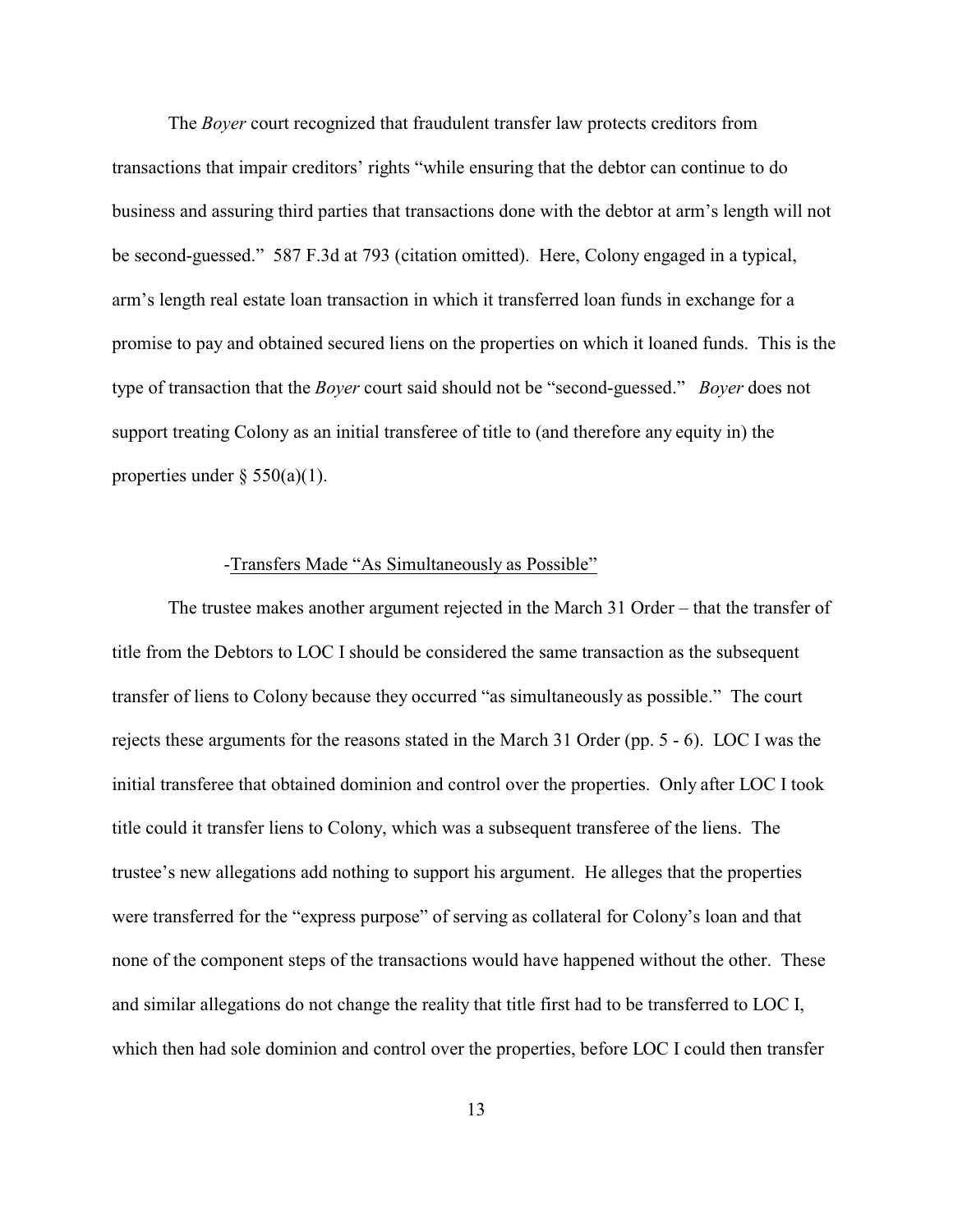The *Boyer* court recognized that fraudulent transfer law protects creditors from transactions that impair creditors' rights "while ensuring that the debtor can continue to do business and assuring third parties that transactions done with the debtor at arm's length will not be second-guessed." 587 F.3d at 793 (citation omitted). Here, Colony engaged in a typical, arm's length real estate loan transaction in which it transferred loan funds in exchange for a promise to pay and obtained secured liens on the properties on which it loaned funds. This is the type of transaction that the *Boyer* court said should not be "second-guessed." *Boyer* does not support treating Colony as an initial transferee of title to (and therefore any equity in) the properties under § 550(a)(1).

-<u>Transfers Made "As Simultaneously as Possible"</u>

The trustee makes another argument rejected in the March 31 Order – that the transfer of title from the Debtors to LOC I should be considered the same transaction as the subsequent transfer of liens to Colony because they occurred "as simultaneously as possible." The court rejects these arguments for the reasons stated in the March 31 Order (pp. 5 - 6). LOC I was the initial transferee that obtained dominion and control over the properties. Only after LOC I took title could it transfer liens to Colony, which was a subsequent transferee of the liens. The trustee's new allegations add nothing to support his argument. He alleges that the properties were transferred for the "express purpose" of serving as collateral for Colony's loan and that none of the component steps of the transactions would have happened without the other. These and similar allegations do not change the reality that title first had to be transferred to LOC I, which then had sole dominion and control over the properties, before LOC I could then transfer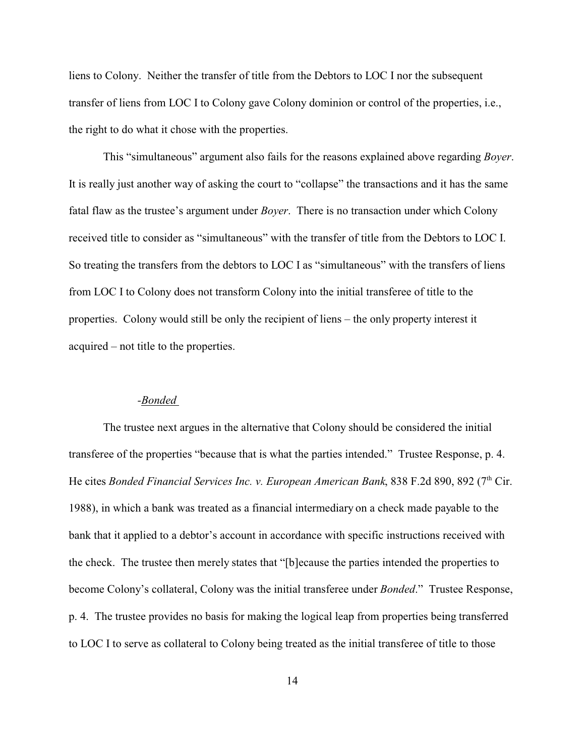liens to Colony. Neither the transfer of title from the Debtors to LOC I nor the subsequent transfer of liens from LOC I to Colony gave Colony dominion or control of the properties, i.e., the right to do what it chose with the properties.

This "simultaneous" argument also fails for the reasons explained above regarding *Boyer*. It is really just another way of asking the court to "collapse" the transactions and it has the same fatal flaw as the trustee's argument under *Boyer*. There is no transaction under which Colony received title to consider as "simultaneous" with the transfer of title from the Debtors to LOC I. So treating the transfers from the debtors to LOC I as "simultaneous" with the transfers of liens from LOC I to Colony does not transform Colony into the initial transferee of title to the properties. Colony would still be only the recipient of liens – the only property interest it acquired – not title to the properties.

-*Bonded*

The trustee next argues in the alternative that Colony should be considered the initial transferee of the properties "because that is what the parties intended." Trustee Response, p. 4. He cites *Bonded Financial Services Inc. v. European American Bank*, 838 F.2d 890, 892 (7th Cir. 1988), in which a bank was treated as a financial intermediary on a check made payable to the bank that it applied to a debtor's account in accordance with specific instructions received with the check. The trustee then merely states that "[b]ecause the parties intended the properties to become Colony's collateral, Colony was the initial transferee under *Bonded*." Trustee Response, p. 4. The trustee provides no basis for making the logical leap from properties being transferred to LOC I to serve as collateral to Colony being treated as the initial transferee of title to those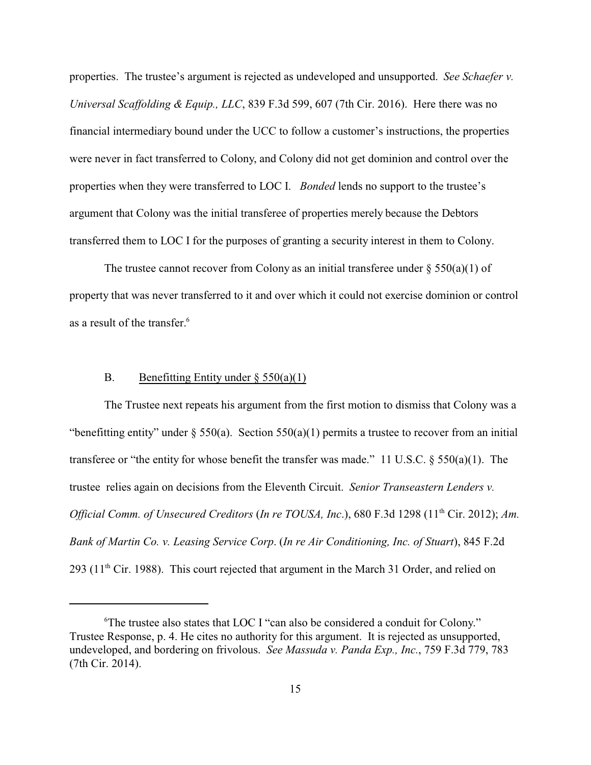properties. The trustee's argument is rejected as undeveloped and unsupported. *See Schaefer v. Universal Scaffolding & Equip., LLC*, 839 F.3d 599, 607 (7th Cir. 2016). Here there was no financial intermediary bound under the UCC to follow a customer's instructions, the properties were never in fact transferred to Colony, and Colony did not get dominion and control over the properties when they were transferred to LOC I. *Bonded* lends no support to the trustee's argument that Colony was the initial transferee of properties merely because the Debtors transferred them to LOC I for the purposes of granting a security interest in them to Colony.

The trustee cannot recover from Colony as an initial transferee under § 550(a)(1) of property that was never transferred to it and over which it could not exercise dominion or control as a result of the transfer.[6]

### B. Benefitting Entity under § 550(a)(1)

The Trustee next repeats his argument from the first motion to dismiss that Colony was a "benefitting entity" under § 550(a). Section 550(a)(1) permits a trustee to recover from an initial transferee or "the entity for whose benefit the transfer was made." 11 U.S.C. § 550(a)(1). The trustee relies again on decisions from the Eleventh Circuit. *Senior Transeastern Lenders v. Official Comm. of Unsecured Creditors* (*In re TOUSA, Inc.*), 680 F.3d 1298 (11th Cir. 2012); *Am. Bank of Martin Co. v. Leasing Service Corp*. (*In re Air Conditioning, Inc. of Stuart*), 845 F.2d 293 (11th Cir. 1988). This court rejected that argument in the March 31 Order, and relied on

---

[6]The trustee also states that LOC I "can also be considered a conduit for Colony." Trustee Response, p. 4. He cites no authority for this argument. It is rejected as unsupported, undeveloped, and bordering on frivolous. *See Massuda v. Panda Exp., Inc.*, 759 F.3d 779, 783 (7th Cir. 2014).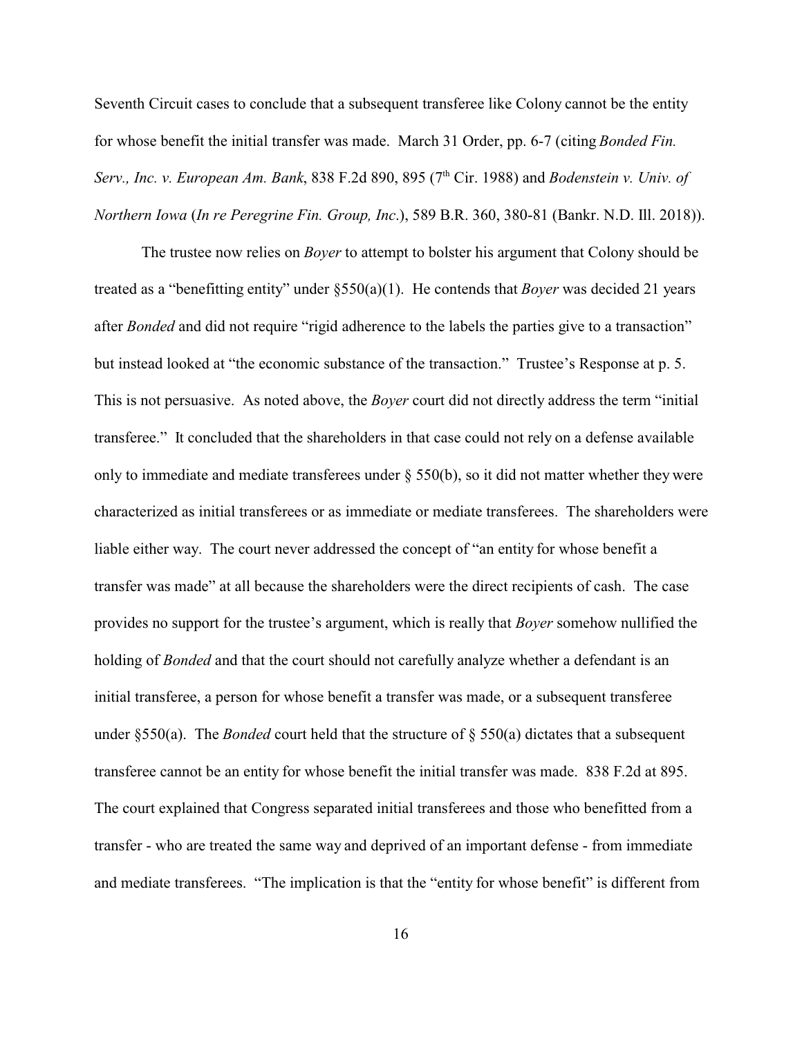Seventh Circuit cases to conclude that a subsequent transferee like Colony cannot be the entity for whose benefit the initial transfer was made. March 31 Order, pp. 6-7 (citing *Bonded Fin. Serv., Inc. v. European Am. Bank*, 838 F.2d 890, 895 (7th Cir. 1988) and *Bodenstein v. Univ. of Northern Iowa* (*In re Peregrine Fin. Group, Inc.*), 589 B.R. 360, 380-81 (Bankr. N.D. Ill. 2018)).

The trustee now relies on *Boyer* to attempt to bolster his argument that Colony should be treated as a "benefitting entity" under §550(a)(1). He contends that *Boyer* was decided 21 years after *Bonded* and did not require "rigid adherence to the labels the parties give to a transaction" but instead looked at "the economic substance of the transaction." Trustee's Response at p. 5. This is not persuasive. As noted above, the *Boyer* court did not directly address the term "initial transferee." It concluded that the shareholders in that case could not rely on a defense available only to immediate and mediate transferees under § 550(b), so it did not matter whether they were characterized as initial transferees or as immediate or mediate transferees. The shareholders were liable either way. The court never addressed the concept of "an entity for whose benefit a transfer was made" at all because the shareholders were the direct recipients of cash. The case provides no support for the trustee's argument, which is really that *Boyer* somehow nullified the holding of *Bonded* and that the court should not carefully analyze whether a defendant is an initial transferee, a person for whose benefit a transfer was made, or a subsequent transferee under §550(a). The *Bonded* court held that the structure of § 550(a) dictates that a subsequent transferee cannot be an entity for whose benefit the initial transfer was made. 838 F.2d at 895. The court explained that Congress separated initial transferees and those who benefitted from a transfer - who are treated the same way and deprived of an important defense - from immediate and mediate transferees. "The implication is that the "entity for whose benefit" is different from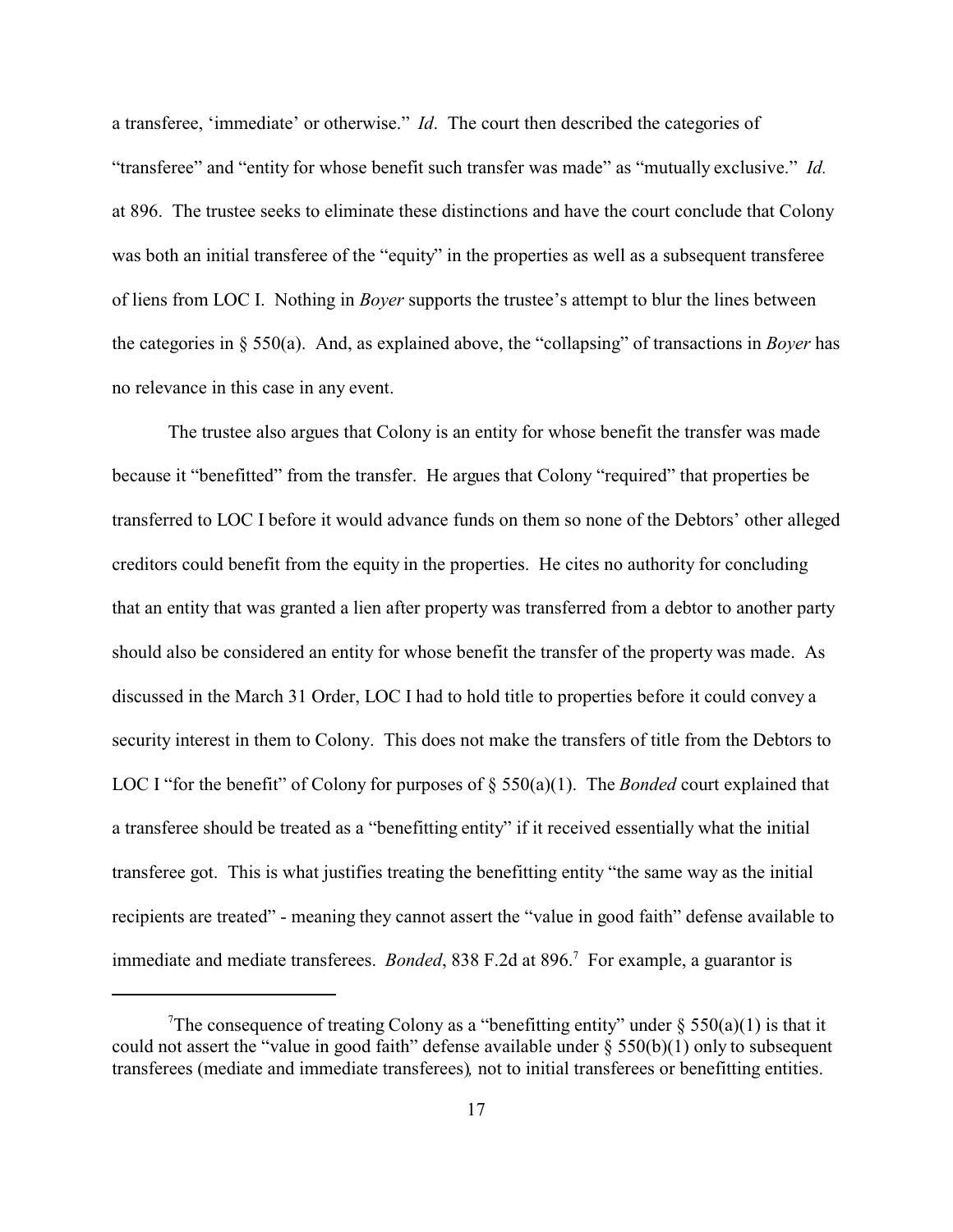a transferee, 'immediate' or otherwise." *Id*. The court then described the categories of "transferee" and "entity for whose benefit such transfer was made" as "mutually exclusive." *Id.* at 896. The trustee seeks to eliminate these distinctions and have the court conclude that Colony was both an initial transferee of the "equity" in the properties as well as a subsequent transferee of liens from LOC I. Nothing in *Boyer* supports the trustee's attempt to blur the lines between the categories in § 550(a). And, as explained above, the "collapsing" of transactions in *Boyer* has no relevance in this case in any event.

The trustee also argues that Colony is an entity for whose benefit the transfer was made because it "benefitted" from the transfer. He argues that Colony "required" that properties be transferred to LOC I before it would advance funds on them so none of the Debtors' other alleged creditors could benefit from the equity in the properties. He cites no authority for concluding that an entity that was granted a lien after property was transferred from a debtor to another party should also be considered an entity for whose benefit the transfer of the property was made. As discussed in the March 31 Order, LOC I had to hold title to properties before it could convey a security interest in them to Colony. This does not make the transfers of title from the Debtors to LOC I "for the benefit" of Colony for purposes of § 550(a)(1). The *Bonded* court explained that a transferee should be treated as a "benefitting entity" if it received essentially what the initial transferee got. This is what justifies treating the benefitting entity "the same way as the initial recipients are treated" - meaning they cannot assert the "value in good faith" defense available to immediate and mediate transferees. *Bonded*, 838 F.2d at 896.[7] For example, a guarantor is

[7] The consequence of treating Colony as a "benefitting entity" under § 550(a)(1) is that it could not assert the "value in good faith" defense available under § 550(b)(1) only to subsequent transferees (mediate and immediate transferees), not to initial transferees or benefitting entities.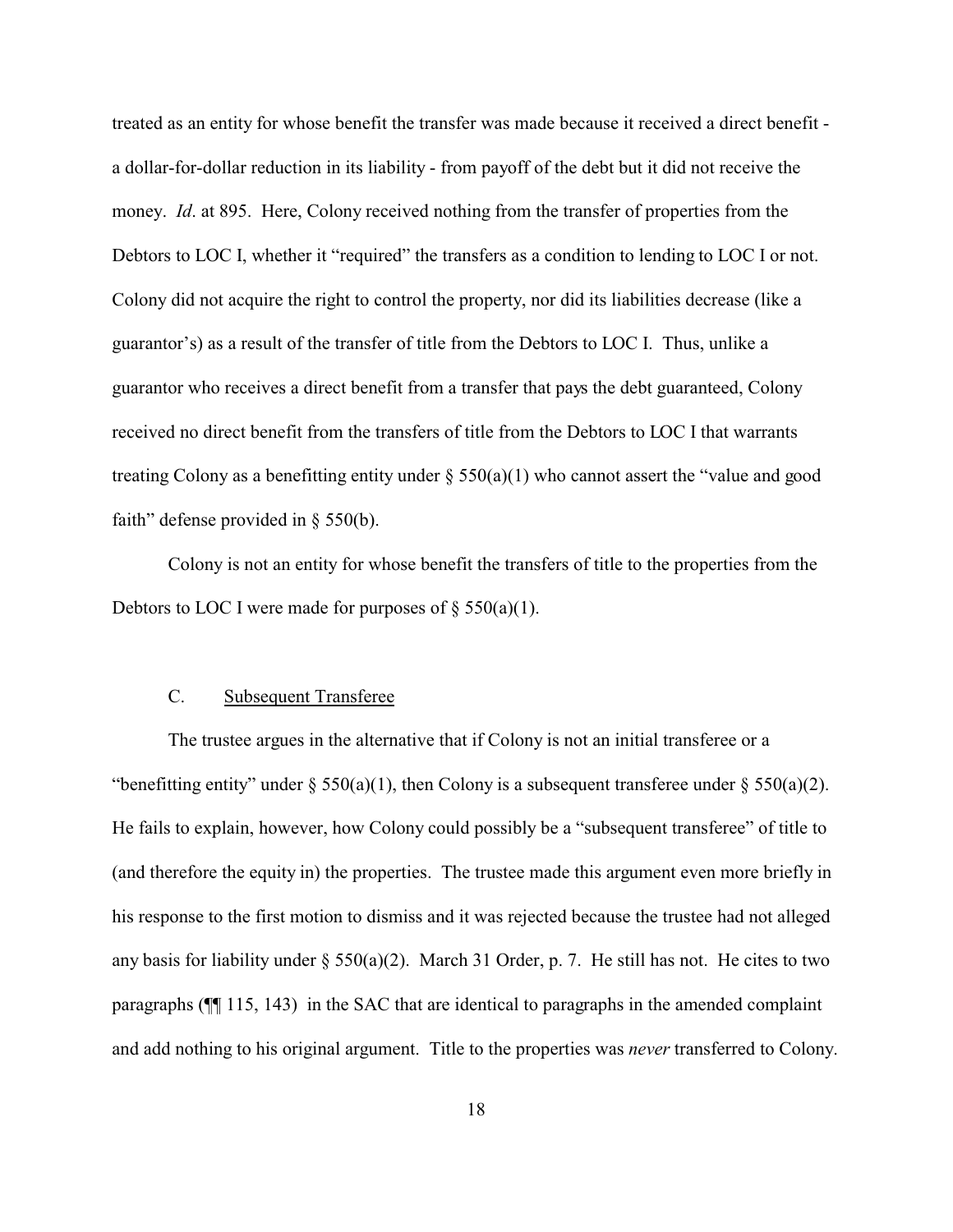treated as an entity for whose benefit the transfer was made because it received a direct benefit - a dollar-for-dollar reduction in its liability - from payoff of the debt but it did not receive the money. *Id*. at 895. Here, Colony received nothing from the transfer of properties from the Debtors to LOC I, whether it "required" the transfers as a condition to lending to LOC I or not. Colony did not acquire the right to control the property, nor did its liabilities decrease (like a guarantor's) as a result of the transfer of title from the Debtors to LOC I. Thus, unlike a guarantor who receives a direct benefit from a transfer that pays the debt guaranteed, Colony received no direct benefit from the transfers of title from the Debtors to LOC I that warrants treating Colony as a benefitting entity under § 550(a)(1) who cannot assert the "value and good faith" defense provided in § 550(b).

Colony is not an entity for whose benefit the transfers of title to the properties from the Debtors to LOC I were made for purposes of § 550(a)(1).

### C. Subsequent Transferee

The trustee argues in the alternative that if Colony is not an initial transferee or a "benefitting entity" under § 550(a)(1), then Colony is a subsequent transferee under § 550(a)(2). He fails to explain, however, how Colony could possibly be a "subsequent transferee" of title to (and therefore the equity in) the properties. The trustee made this argument even more briefly in his response to the first motion to dismiss and it was rejected because the trustee had not alleged any basis for liability under § 550(a)(2). March 31 Order, p. 7. He still has not. He cites to two paragraphs (¶¶ 115, 143) in the SAC that are identical to paragraphs in the amended complaint and add nothing to his original argument. Title to the properties was *never* transferred to Colony.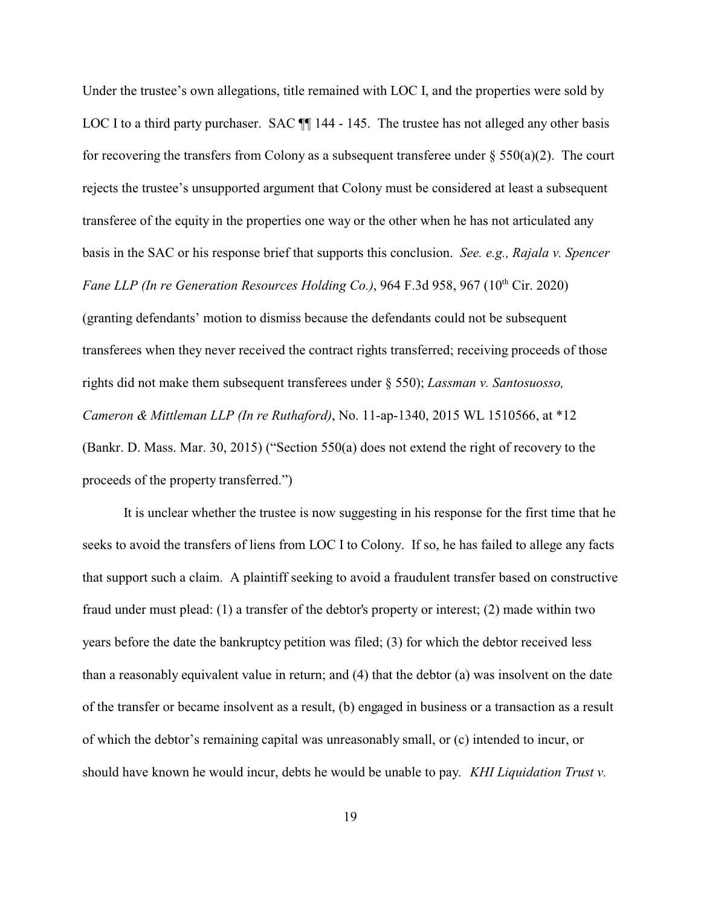Under the trustee's own allegations, title remained with LOC I, and the properties were sold by LOC I to a third party purchaser. SAC ¶¶ 144 - 145. The trustee has not alleged any other basis for recovering the transfers from Colony as a subsequent transferee under § 550(a)(2). The court rejects the trustee's unsupported argument that Colony must be considered at least a subsequent transferee of the equity in the properties one way or the other when he has not articulated any basis in the SAC or his response brief that supports this conclusion. *See. e.g., Rajala v. Spencer Fane LLP (In re Generation Resources Holding Co.)*, 964 F.3d 958, 967 (10th Cir. 2020) (granting defendants' motion to dismiss because the defendants could not be subsequent transferees when they never received the contract rights transferred; receiving proceeds of those rights did not make them subsequent transferees under § 550); *Lassman v. Santosuosso, Cameron & Mittleman LLP (In re Ruthaford)*, No. 11-ap-1340, 2015 WL 1510566, at *12 (Bankr. D. Mass. Mar. 30, 2015) ("Section 550(a) does not extend the right of recovery to the proceeds of the property transferred.")

It is unclear whether the trustee is now suggesting in his response for the first time that he seeks to avoid the transfers of liens from LOC I to Colony. If so, he has failed to allege any facts that support such a claim. A plaintiff seeking to avoid a fraudulent transfer based on constructive fraud under must plead: (1) a transfer of the debtor's property or interest; (2) made within two years before the date the bankruptcy petition was filed; (3) for which the debtor received less than a reasonably equivalent value in return; and (4) that the debtor (a) was insolvent on the date of the transfer or became insolvent as a result, (b) engaged in business or a transaction as a result of which the debtor's remaining capital was unreasonably small, or (c) intended to incur, or should have known he would incur, debts he would be unable to pay. *KHI Liquidation Trust v.*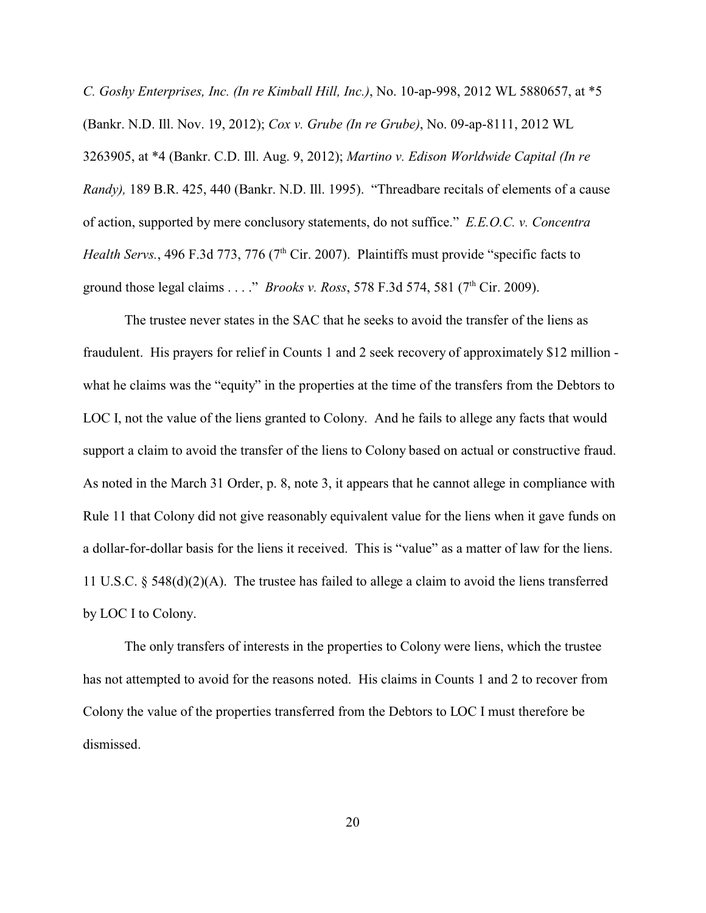*C. Goshy Enterprises, Inc. (In re Kimball Hill, Inc.)*, No. 10-ap-998, 2012 WL 5880657, at *5 (Bankr. N.D. Ill. Nov. 19, 2012); *Cox v. Grube (In re Grube)*, No. 09-ap-8111, 2012 WL 3263905, at *4 (Bankr. C.D. Ill. Aug. 9, 2012); *Martino v. Edison Worldwide Capital (In re Randy),* 189 B.R. 425, 440 (Bankr. N.D. Ill. 1995). "Threadbare recitals of elements of a cause of action, supported by mere conclusory statements, do not suffice." *E.E.O.C. v. Concentra Health Servs.*, 496 F.3d 773, 776 (7th Cir. 2007). Plaintiffs must provide "specific facts to ground those legal claims . . . ." *Brooks v. Ross*, 578 F.3d 574, 581 (7th Cir. 2009).

The trustee never states in the SAC that he seeks to avoid the transfer of the liens as fraudulent. His prayers for relief in Counts 1 and 2 seek recovery of approximately $12 million - what he claims was the "equity" in the properties at the time of the transfers from the Debtors to LOC I, not the value of the liens granted to Colony. And he fails to allege any facts that would support a claim to avoid the transfer of the liens to Colony based on actual or constructive fraud. As noted in the March 31 Order, p. 8, note 3, it appears that he cannot allege in compliance with Rule 11 that Colony did not give reasonably equivalent value for the liens when it gave funds on a dollar-for-dollar basis for the liens it received. This is "value" as a matter of law for the liens. 11 U.S.C. § 548(d)(2)(A). The trustee has failed to allege a claim to avoid the liens transferred by LOC I to Colony.

The only transfers of interests in the properties to Colony were liens, which the trustee has not attempted to avoid for the reasons noted. His claims in Counts 1 and 2 to recover from Colony the value of the properties transferred from the Debtors to LOC I must therefore be dismissed.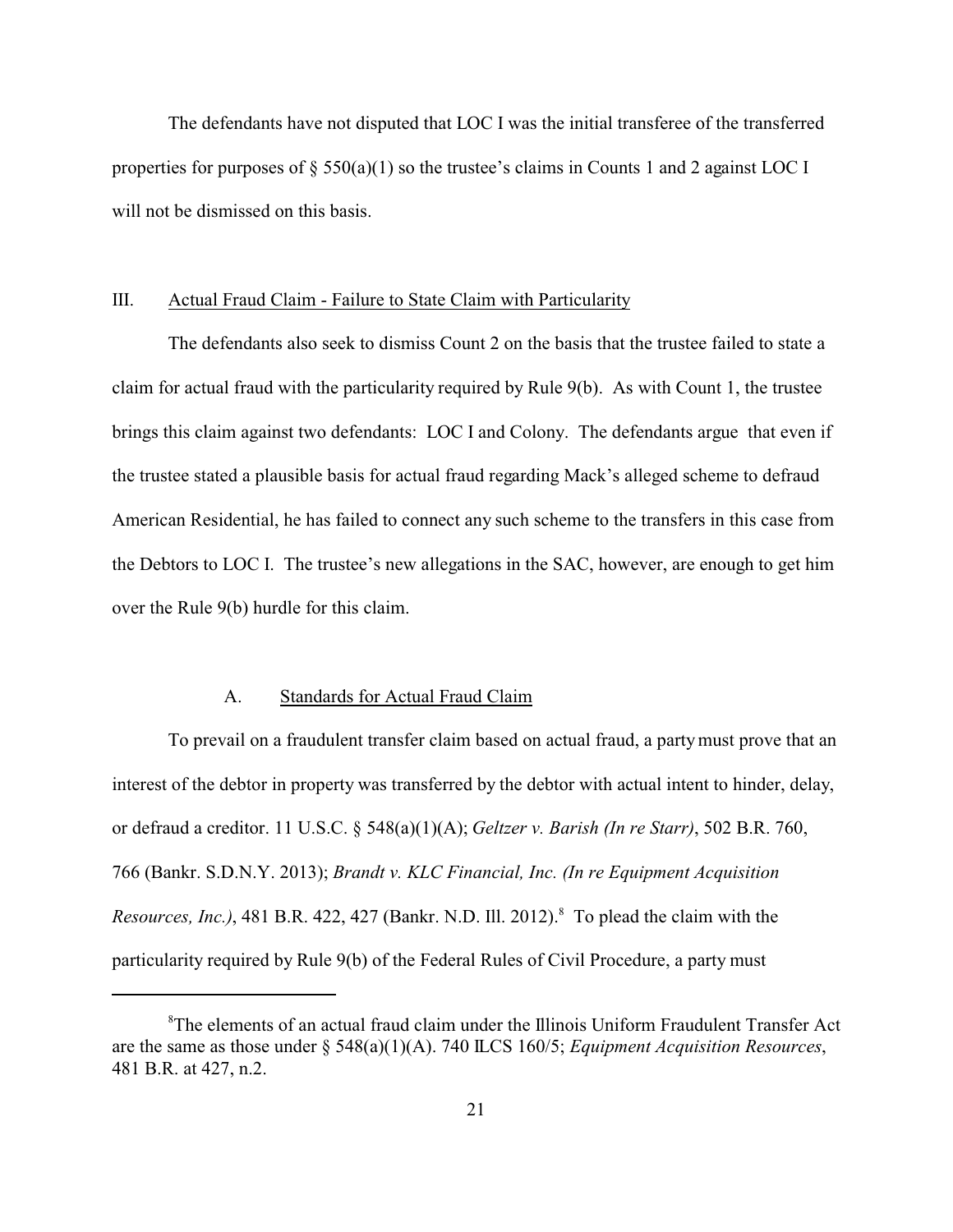The defendants have not disputed that LOC I was the initial transferee of the transferred properties for purposes of § 550(a)(1) so the trustee's claims in Counts 1 and 2 against LOC I will not be dismissed on this basis.

## III. Actual Fraud Claim - Failure to State Claim with Particularity

The defendants also seek to dismiss Count 2 on the basis that the trustee failed to state a claim for actual fraud with the particularity required by Rule 9(b). As with Count 1, the trustee brings this claim against two defendants: LOC I and Colony. The defendants argue that even if the trustee stated a plausible basis for actual fraud regarding Mack's alleged scheme to defraud American Residential, he has failed to connect any such scheme to the transfers in this case from the Debtors to LOC I. The trustee's new allegations in the SAC, however, are enough to get him over the Rule 9(b) hurdle for this claim.

### A. Standards for Actual Fraud Claim

To prevail on a fraudulent transfer claim based on actual fraud, a party must prove that an interest of the debtor in property was transferred by the debtor with actual intent to hinder, delay, or defraud a creditor. 11 U.S.C. § 548(a)(1)(A); *Geltzer v. Barish (In re Starr)*, 502 B.R. 760, 766 (Bankr. S.D.N.Y. 2013); *Brandt v. KLC Financial, Inc. (In re Equipment Acquisition Resources, Inc.)*, 481 B.R. 422, 427 (Bankr. N.D. Ill. 2012).[8] To plead the claim with the particularity required by Rule 9(b) of the Federal Rules of Civil Procedure, a party must

[8] The elements of an actual fraud claim under the Illinois Uniform Fraudulent Transfer Act are the same as those under § 548(a)(1)(A). 740 ILCS 160/5; *Equipment Acquisition Resources*, 481 B.R. at 427, n.2.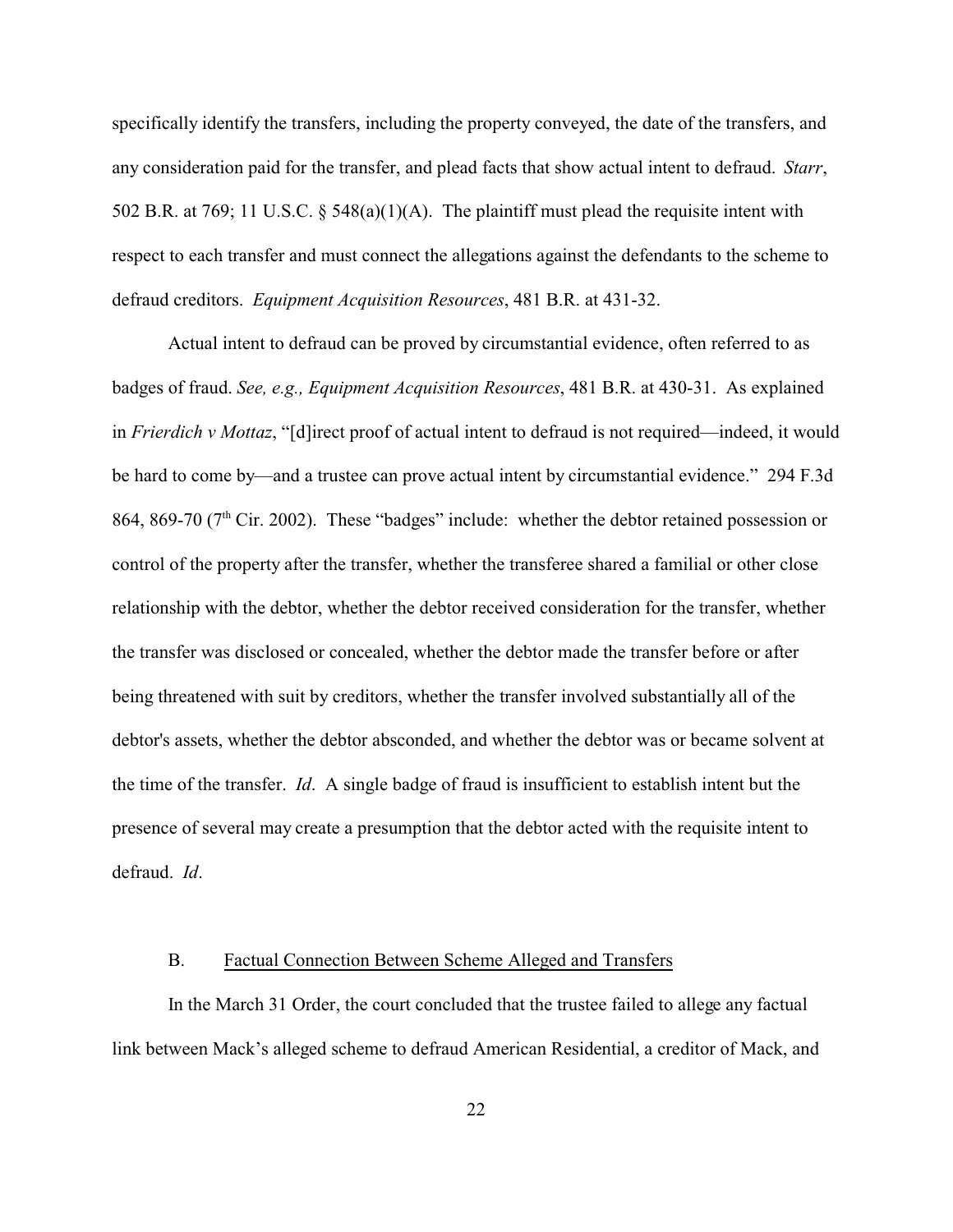specifically identify the transfers, including the property conveyed, the date of the transfers, and any consideration paid for the transfer, and plead facts that show actual intent to defraud. *Starr*, 502 B.R. at 769; 11 U.S.C. § 548(a)(1)(A). The plaintiff must plead the requisite intent with respect to each transfer and must connect the allegations against the defendants to the scheme to defraud creditors. *Equipment Acquisition Resources*, 481 B.R. at 431-32.

Actual intent to defraud can be proved by circumstantial evidence, often referred to as badges of fraud. *See, e.g., Equipment Acquisition Resources*, 481 B.R. at 430-31. As explained in *Frierdich v Mottaz*, "[d]irect proof of actual intent to defraud is not required—indeed, it would be hard to come by—and a trustee can prove actual intent by circumstantial evidence." 294 F.3d 864, 869-70 (7th Cir. 2002). These "badges" include: whether the debtor retained possession or control of the property after the transfer, whether the transferee shared a familial or other close relationship with the debtor, whether the debtor received consideration for the transfer, whether the transfer was disclosed or concealed, whether the debtor made the transfer before or after being threatened with suit by creditors, whether the transfer involved substantially all of the debtor's assets, whether the debtor absconded, and whether the debtor was or became solvent at the time of the transfer. *Id*. A single badge of fraud is insufficient to establish intent but the presence of several may create a presumption that the debtor acted with the requisite intent to defraud. *Id*.

### B. Factual Connection Between Scheme Alleged and Transfers

In the March 31 Order, the court concluded that the trustee failed to allege any factual link between Mack's alleged scheme to defraud American Residential, a creditor of Mack, and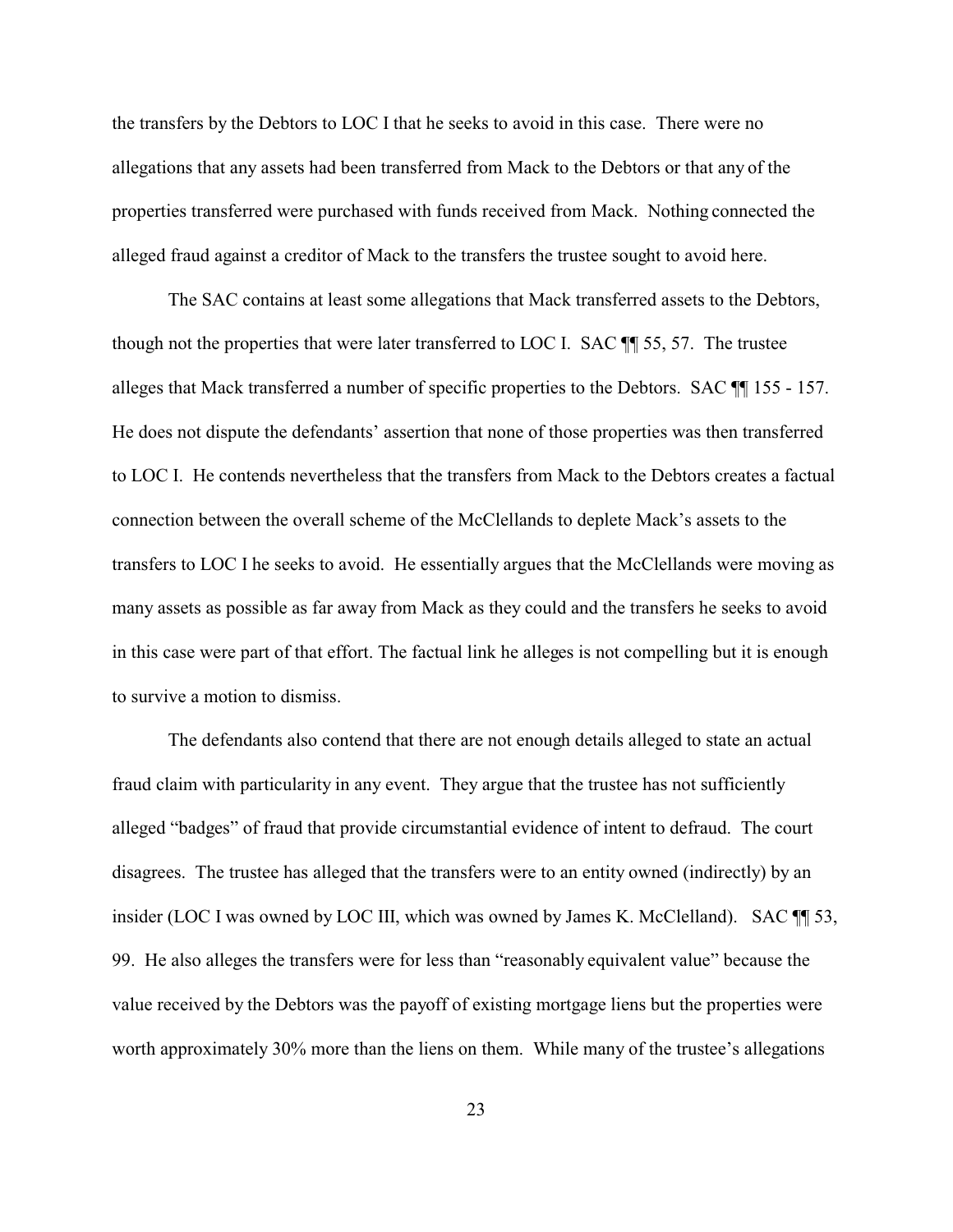the transfers by the Debtors to LOC I that he seeks to avoid in this case. There were no allegations that any assets had been transferred from Mack to the Debtors or that any of the properties transferred were purchased with funds received from Mack. Nothing connected the alleged fraud against a creditor of Mack to the transfers the trustee sought to avoid here.

The SAC contains at least some allegations that Mack transferred assets to the Debtors, though not the properties that were later transferred to LOC I. SAC ¶¶ 55, 57. The trustee alleges that Mack transferred a number of specific properties to the Debtors. SAC ¶¶ 155 - 157. He does not dispute the defendants' assertion that none of those properties was then transferred to LOC I. He contends nevertheless that the transfers from Mack to the Debtors creates a factual connection between the overall scheme of the McClellands to deplete Mack's assets to the transfers to LOC I he seeks to avoid. He essentially argues that the McClellands were moving as many assets as possible as far away from Mack as they could and the transfers he seeks to avoid in this case were part of that effort. The factual link he alleges is not compelling but it is enough to survive a motion to dismiss.

The defendants also contend that there are not enough details alleged to state an actual fraud claim with particularity in any event. They argue that the trustee has not sufficiently alleged "badges" of fraud that provide circumstantial evidence of intent to defraud. The court disagrees. The trustee has alleged that the transfers were to an entity owned (indirectly) by an insider (LOC I was owned by LOC III, which was owned by James K. McClelland). SAC ¶¶ 53, 99. He also alleges the transfers were for less than "reasonably equivalent value" because the value received by the Debtors was the payoff of existing mortgage liens but the properties were worth approximately 30% more than the liens on them. While many of the trustee's allegations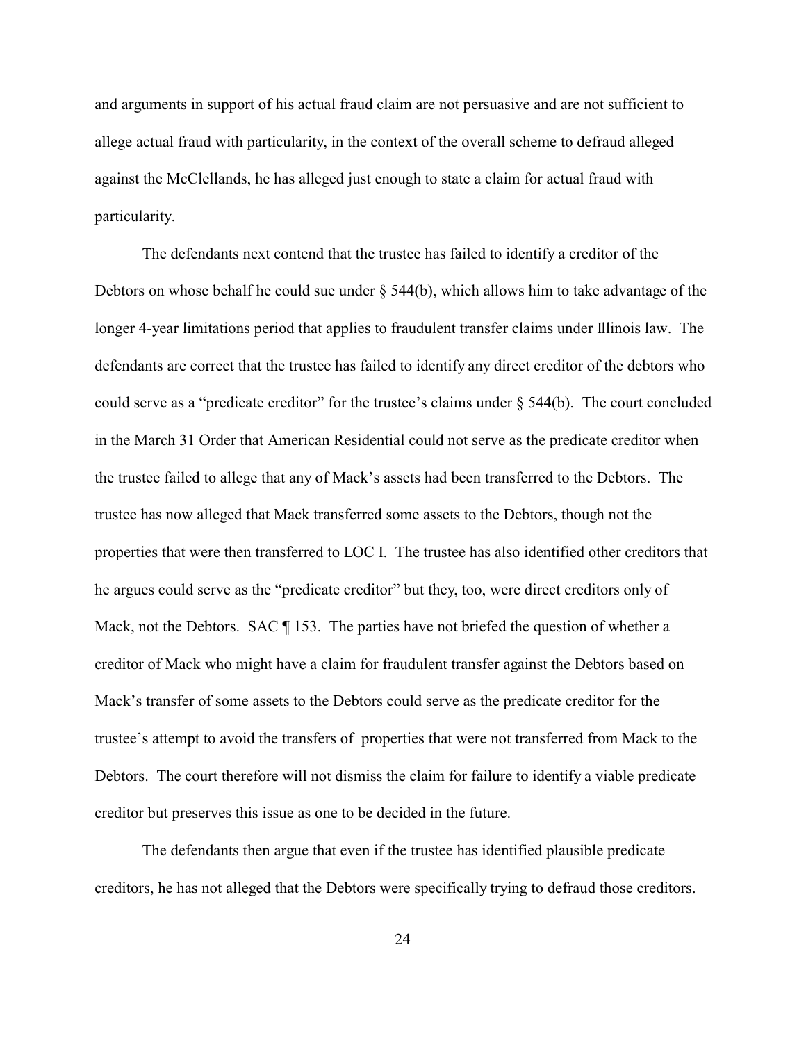and arguments in support of his actual fraud claim are not persuasive and are not sufficient to allege actual fraud with particularity, in the context of the overall scheme to defraud alleged against the McClellands, he has alleged just enough to state a claim for actual fraud with particularity.

The defendants next contend that the trustee has failed to identify a creditor of the Debtors on whose behalf he could sue under § 544(b), which allows him to take advantage of the longer 4-year limitations period that applies to fraudulent transfer claims under Illinois law. The defendants are correct that the trustee has failed to identify any direct creditor of the debtors who could serve as a "predicate creditor" for the trustee's claims under § 544(b). The court concluded in the March 31 Order that American Residential could not serve as the predicate creditor when the trustee failed to allege that any of Mack's assets had been transferred to the Debtors. The trustee has now alleged that Mack transferred some assets to the Debtors, though not the properties that were then transferred to LOC I. The trustee has also identified other creditors that he argues could serve as the "predicate creditor" but they, too, were direct creditors only of Mack, not the Debtors. SAC ¶ 153. The parties have not briefed the question of whether a creditor of Mack who might have a claim for fraudulent transfer against the Debtors based on Mack's transfer of some assets to the Debtors could serve as the predicate creditor for the trustee's attempt to avoid the transfers of properties that were not transferred from Mack to the Debtors. The court therefore will not dismiss the claim for failure to identify a viable predicate creditor but preserves this issue as one to be decided in the future.

The defendants then argue that even if the trustee has identified plausible predicate creditors, he has not alleged that the Debtors were specifically trying to defraud those creditors.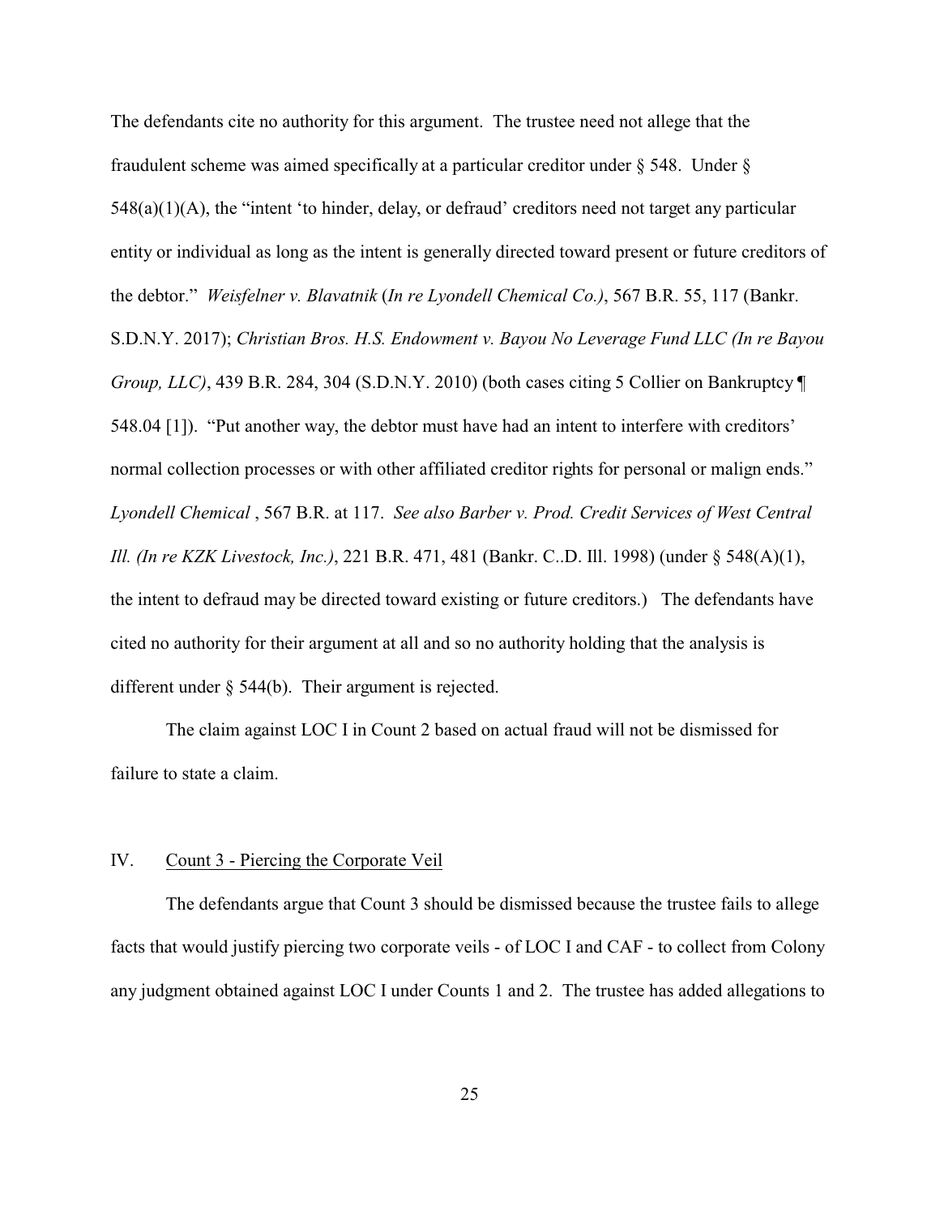The defendants cite no authority for this argument. The trustee need not allege that the fraudulent scheme was aimed specifically at a particular creditor under § 548. Under § 548(a)(1)(A), the "intent 'to hinder, delay, or defraud' creditors need not target any particular entity or individual as long as the intent is generally directed toward present or future creditors of the debtor." *Weisfelner v. Blavatnik* (*In re Lyondell Chemical Co.)*, 567 B.R. 55, 117 (Bankr. S.D.N.Y. 2017); *Christian Bros. H.S. Endowment v. Bayou No Leverage Fund LLC (In re Bayou Group, LLC)*, 439 B.R. 284, 304 (S.D.N.Y. 2010) (both cases citing 5 Collier on Bankruptcy ¶ 548.04 [1]). "Put another way, the debtor must have had an intent to interfere with creditors' normal collection processes or with other affiliated creditor rights for personal or malign ends." *Lyondell Chemical* , 567 B.R. at 117. *See also Barber v. Prod. Credit Services of West Central Ill. (In re KZK Livestock, Inc.)*, 221 B.R. 471, 481 (Bankr. C..D. Ill. 1998) (under § 548(A)(1), the intent to defraud may be directed toward existing or future creditors.) The defendants have cited no authority for their argument at all and so no authority holding that the analysis is different under § 544(b). Their argument is rejected.

The claim against LOC I in Count 2 based on actual fraud will not be dismissed for failure to state a claim.

## IV. Count 3 - Piercing the Corporate Veil

The defendants argue that Count 3 should be dismissed because the trustee fails to allege facts that would justify piercing two corporate veils - of LOC I and CAF - to collect from Colony any judgment obtained against LOC I under Counts 1 and 2. The trustee has added allegations to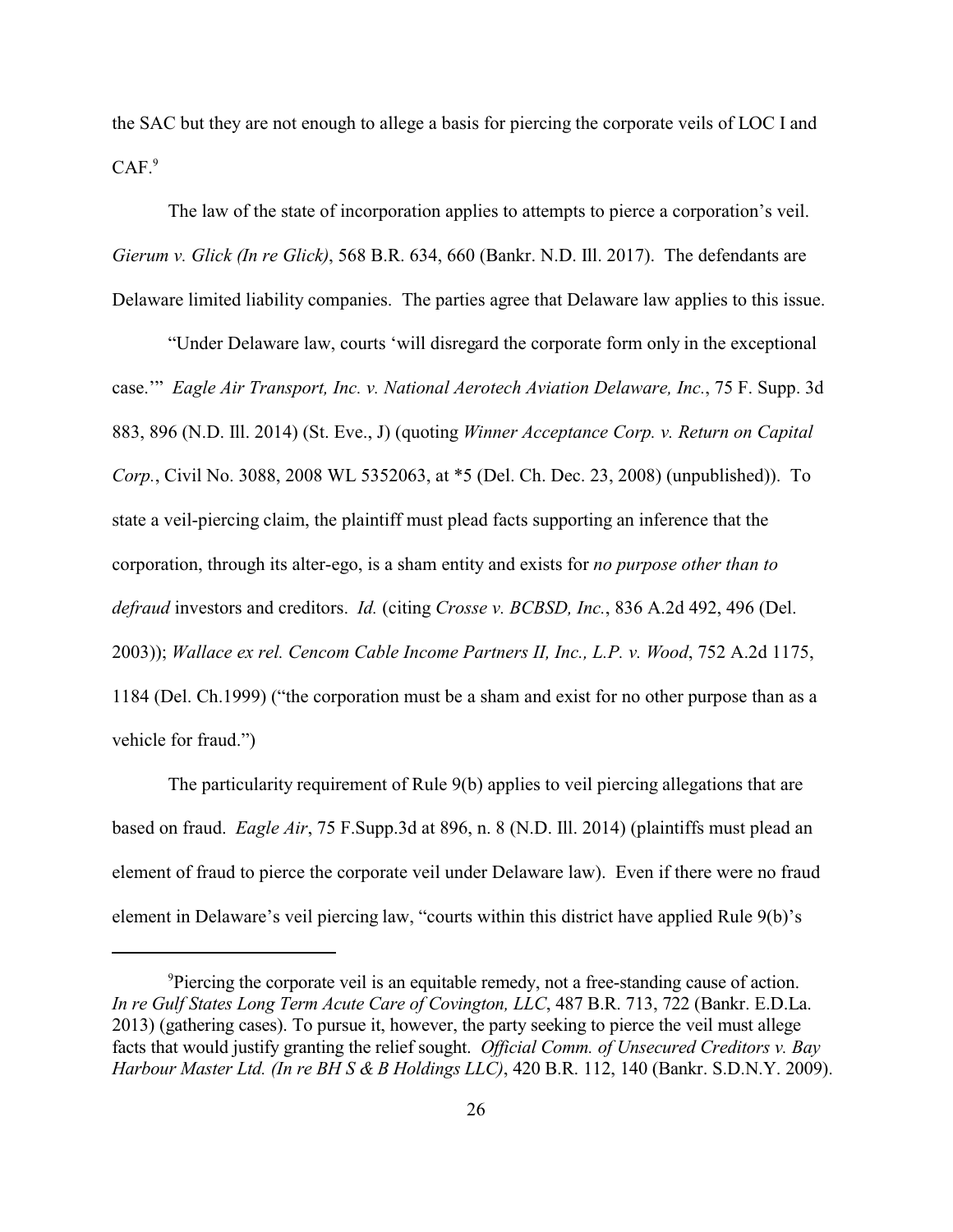the SAC but they are not enough to allege a basis for piercing the corporate veils of LOC I and CAF.[9]

The law of the state of incorporation applies to attempts to pierce a corporation's veil. *Gierum v. Glick (In re Glick)*, 568 B.R. 634, 660 (Bankr. N.D. Ill. 2017). The defendants are Delaware limited liability companies. The parties agree that Delaware law applies to this issue.

"Under Delaware law, courts 'will disregard the corporate form only in the exceptional case.'" *Eagle Air Transport, Inc. v. National Aerotech Aviation Delaware, Inc.*, 75 F. Supp. 3d 883, 896 (N.D. Ill. 2014) (St. Eve., J) (quoting *Winner Acceptance Corp. v. Return on Capital Corp.*, Civil No. 3088, 2008 WL 5352063, at *5 (Del. Ch. Dec. 23, 2008) (unpublished)). To state a veil-piercing claim, the plaintiff must plead facts supporting an inference that the corporation, through its alter-ego, is a sham entity and exists for *no purpose other than to defraud* investors and creditors. *Id.* (citing *Crosse v. BCBSD, Inc.*, 836 A.2d 492, 496 (Del. 2003)); *Wallace ex rel. Cencom Cable Income Partners II, Inc., L.P. v. Wood*, 752 A.2d 1175, 1184 (Del. Ch.1999) ("the corporation must be a sham and exist for no other purpose than as a vehicle for fraud.")

The particularity requirement of Rule 9(b) applies to veil piercing allegations that are based on fraud. *Eagle Air*, 75 F.Supp.3d at 896, n. 8 (N.D. Ill. 2014) (plaintiffs must plead an element of fraud to pierce the corporate veil under Delaware law). Even if there were no fraud element in Delaware's veil piercing law, "courts within this district have applied Rule 9(b)'s

---

[9] Piercing the corporate veil is an equitable remedy, not a free-standing cause of action. *In re Gulf States Long Term Acute Care of Covington, LLC*, 487 B.R. 713, 722 (Bankr. E.D.La. 2013) (gathering cases). To pursue it, however, the party seeking to pierce the veil must allege facts that would justify granting the relief sought. *Official Comm. of Unsecured Creditors v. Bay Harbour Master Ltd. (In re BH S & B Holdings LLC)*, 420 B.R. 112, 140 (Bankr. S.D.N.Y. 2009).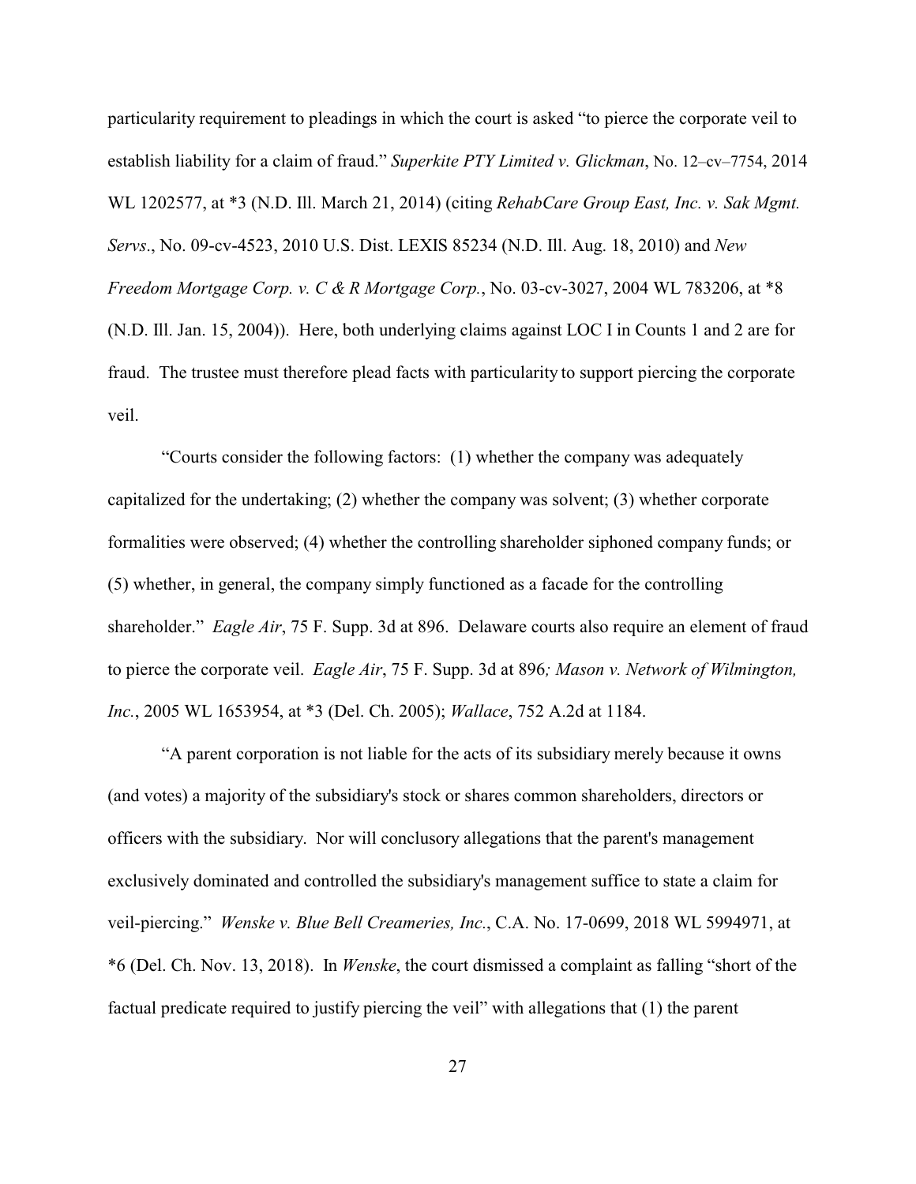particularity requirement to pleadings in which the court is asked "to pierce the corporate veil to establish liability for a claim of fraud." *Superkite PTY Limited v. Glickman*, No. 12–cv–7754, 2014 WL 1202577, at *3 (N.D. Ill. March 21, 2014) (citing *RehabCare Group East, Inc. v. Sak Mgmt. Servs*., No. 09-cv-4523, 2010 U.S. Dist. LEXIS 85234 (N.D. Ill. Aug. 18, 2010) and *New Freedom Mortgage Corp. v. C & R Mortgage Corp.*, No. 03-cv-3027, 2004 WL 783206, at *8 (N.D. Ill. Jan. 15, 2004)). Here, both underlying claims against LOC I in Counts 1 and 2 are for fraud. The trustee must therefore plead facts with particularity to support piercing the corporate veil.

"Courts consider the following factors: (1) whether the company was adequately capitalized for the undertaking; (2) whether the company was solvent; (3) whether corporate formalities were observed; (4) whether the controlling shareholder siphoned company funds; or (5) whether, in general, the company simply functioned as a facade for the controlling shareholder." *Eagle Air*, 75 F. Supp. 3d at 896. Delaware courts also require an element of fraud to pierce the corporate veil. *Eagle Air*, 75 F. Supp. 3d at 896*; Mason v. Network of Wilmington, Inc.*, 2005 WL 1653954, at *3 (Del. Ch. 2005); *Wallace*, 752 A.2d at 1184.

"A parent corporation is not liable for the acts of its subsidiary merely because it owns (and votes) a majority of the subsidiary's stock or shares common shareholders, directors or officers with the subsidiary. Nor will conclusory allegations that the parent's management exclusively dominated and controlled the subsidiary's management suffice to state a claim for veil-piercing." *Wenske v. Blue Bell Creameries, Inc.*, C.A. No. 17-0699, 2018 WL 5994971, at *6 (Del. Ch. Nov. 13, 2018). In *Wenske*, the court dismissed a complaint as falling "short of the factual predicate required to justify piercing the veil" with allegations that (1) the parent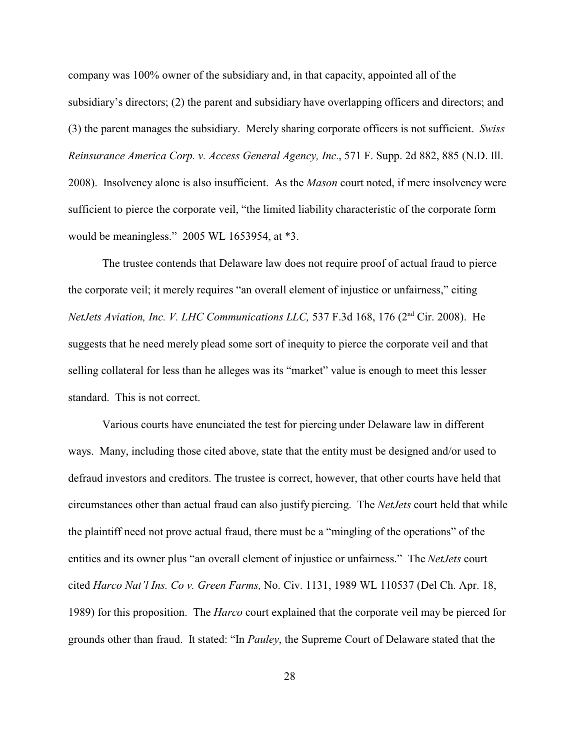company was 100% owner of the subsidiary and, in that capacity, appointed all of the subsidiary's directors; (2) the parent and subsidiary have overlapping officers and directors; and (3) the parent manages the subsidiary. Merely sharing corporate officers is not sufficient. *Swiss Reinsurance America Corp. v. Access General Agency, Inc.*, 571 F. Supp. 2d 882, 885 (N.D. Ill. 2008). Insolvency alone is also insufficient. As the *Mason* court noted, if mere insolvency were sufficient to pierce the corporate veil, "the limited liability characteristic of the corporate form would be meaningless." 2005 WL 1653954, at *3.

The trustee contends that Delaware law does not require proof of actual fraud to pierce the corporate veil; it merely requires "an overall element of injustice or unfairness," citing *NetJets Aviation, Inc. V. LHC Communications LLC,* 537 F.3d 168, 176 (2nd Cir. 2008). He suggests that he need merely plead some sort of inequity to pierce the corporate veil and that selling collateral for less than he alleges was its "market" value is enough to meet this lesser standard. This is not correct.

Various courts have enunciated the test for piercing under Delaware law in different ways. Many, including those cited above, state that the entity must be designed and/or used to defraud investors and creditors. The trustee is correct, however, that other courts have held that circumstances other than actual fraud can also justify piercing. The *NetJets* court held that while the plaintiff need not prove actual fraud, there must be a "mingling of the operations" of the entities and its owner plus "an overall element of injustice or unfairness." The *NetJets* court cited *Harco Nat'l Ins. Co v. Green Farms,* No. Civ. 1131, 1989 WL 110537 (Del Ch. Apr. 18, 1989) for this proposition. The *Harco* court explained that the corporate veil may be pierced for grounds other than fraud. It stated: "In *Pauley*, the Supreme Court of Delaware stated that the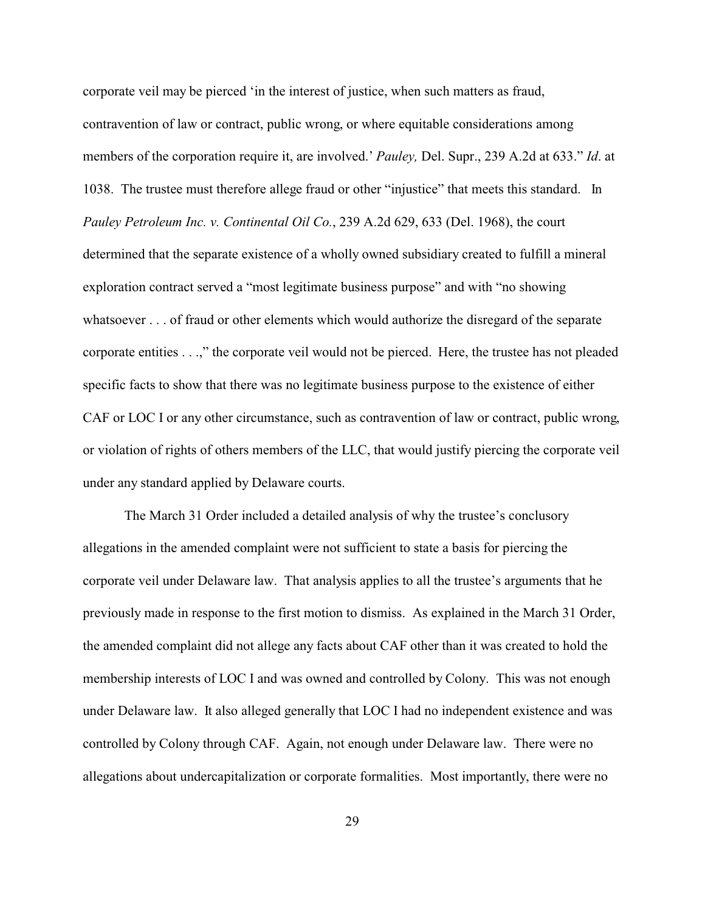corporate veil may be pierced 'in the interest of justice, when such matters as fraud, contravention of law or contract, public wrong, or where equitable considerations among members of the corporation require it, are involved.' *Pauley,* Del. Supr., 239 A.2d at 633." *Id*. at 1038. The trustee must therefore allege fraud or other "injustice" that meets this standard. In *Pauley Petroleum Inc. v. Continental Oil Co.*, 239 A.2d 629, 633 (Del. 1968), the court determined that the separate existence of a wholly owned subsidiary created to fulfill a mineral exploration contract served a "most legitimate business purpose" and with "no showing whatsoever . . . of fraud or other elements which would authorize the disregard of the separate corporate entities . . .," the corporate veil would not be pierced. Here, the trustee has not pleaded specific facts to show that there was no legitimate business purpose to the existence of either CAF or LOC I or any other circumstance, such as contravention of law or contract, public wrong, or violation of rights of others members of the LLC, that would justify piercing the corporate veil under any standard applied by Delaware courts.

The March 31 Order included a detailed analysis of why the trustee's conclusory allegations in the amended complaint were not sufficient to state a basis for piercing the corporate veil under Delaware law. That analysis applies to all the trustee's arguments that he previously made in response to the first motion to dismiss. As explained in the March 31 Order, the amended complaint did not allege any facts about CAF other than it was created to hold the membership interests of LOC I and was owned and controlled by Colony. This was not enough under Delaware law. It also alleged generally that LOC I had no independent existence and was controlled by Colony through CAF. Again, not enough under Delaware law. There were no allegations about undercapitalization or corporate formalities. Most importantly, there were no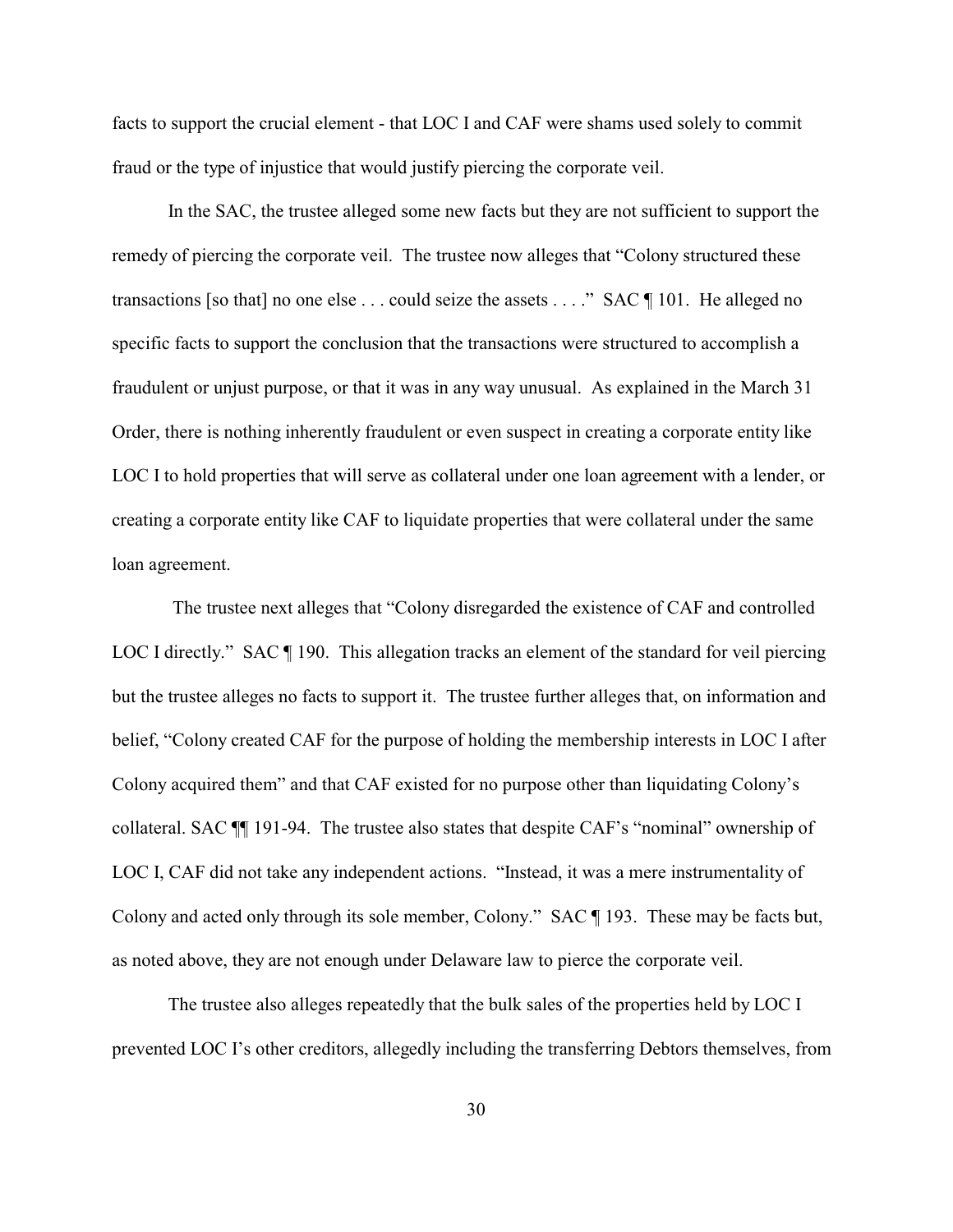facts to support the crucial element - that LOC I and CAF were shams used solely to commit fraud or the type of injustice that would justify piercing the corporate veil.

In the SAC, the trustee alleged some new facts but they are not sufficient to support the remedy of piercing the corporate veil. The trustee now alleges that "Colony structured these transactions [so that] no one else . . . could seize the assets . . . ." SAC ¶ 101. He alleged no specific facts to support the conclusion that the transactions were structured to accomplish a fraudulent or unjust purpose, or that it was in any way unusual. As explained in the March 31 Order, there is nothing inherently fraudulent or even suspect in creating a corporate entity like LOC I to hold properties that will serve as collateral under one loan agreement with a lender, or creating a corporate entity like CAF to liquidate properties that were collateral under the same loan agreement.

The trustee next alleges that "Colony disregarded the existence of CAF and controlled LOC I directly." SAC ¶ 190. This allegation tracks an element of the standard for veil piercing but the trustee alleges no facts to support it. The trustee further alleges that, on information and belief, "Colony created CAF for the purpose of holding the membership interests in LOC I after Colony acquired them" and that CAF existed for no purpose other than liquidating Colony's collateral. SAC ¶¶ 191-94. The trustee also states that despite CAF's "nominal" ownership of LOC I, CAF did not take any independent actions. "Instead, it was a mere instrumentality of Colony and acted only through its sole member, Colony." SAC ¶ 193. These may be facts but, as noted above, they are not enough under Delaware law to pierce the corporate veil.

The trustee also alleges repeatedly that the bulk sales of the properties held by LOC I prevented LOC I's other creditors, allegedly including the transferring Debtors themselves, from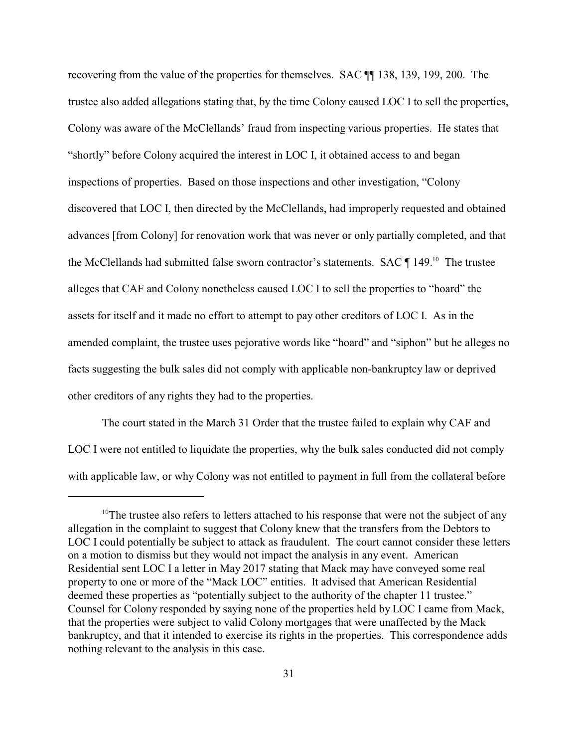recovering from the value of the properties for themselves. SAC ¶¶ 138, 139, 199, 200. The trustee also added allegations stating that, by the time Colony caused LOC I to sell the properties, Colony was aware of the McClellands' fraud from inspecting various properties. He states that "shortly" before Colony acquired the interest in LOC I, it obtained access to and began inspections of properties. Based on those inspections and other investigation, "Colony discovered that LOC I, then directed by the McClellands, had improperly requested and obtained advances [from Colony] for renovation work that was never or only partially completed, and that the McClellands had submitted false sworn contractor's statements. SAC ¶ 149.[10] The trustee alleges that CAF and Colony nonetheless caused LOC I to sell the properties to "hoard" the assets for itself and it made no effort to attempt to pay other creditors of LOC I. As in the amended complaint, the trustee uses pejorative words like "hoard" and "siphon" but he alleges no facts suggesting the bulk sales did not comply with applicable non-bankruptcy law or deprived other creditors of any rights they had to the properties.

The court stated in the March 31 Order that the trustee failed to explain why CAF and LOC I were not entitled to liquidate the properties, why the bulk sales conducted did not comply with applicable law, or why Colony was not entitled to payment in full from the collateral before

---

[10] The trustee also refers to letters attached to his response that were not the subject of any allegation in the complaint to suggest that Colony knew that the transfers from the Debtors to LOC I could potentially be subject to attack as fraudulent. The court cannot consider these letters on a motion to dismiss but they would not impact the analysis in any event. American Residential sent LOC I a letter in May 2017 stating that Mack may have conveyed some real property to one or more of the "Mack LOC" entities. It advised that American Residential deemed these properties as "potentially subject to the authority of the chapter 11 trustee." Counsel for Colony responded by saying none of the properties held by LOC I came from Mack, that the properties were subject to valid Colony mortgages that were unaffected by the Mack bankruptcy, and that it intended to exercise its rights in the properties. This correspondence adds nothing relevant to the analysis in this case.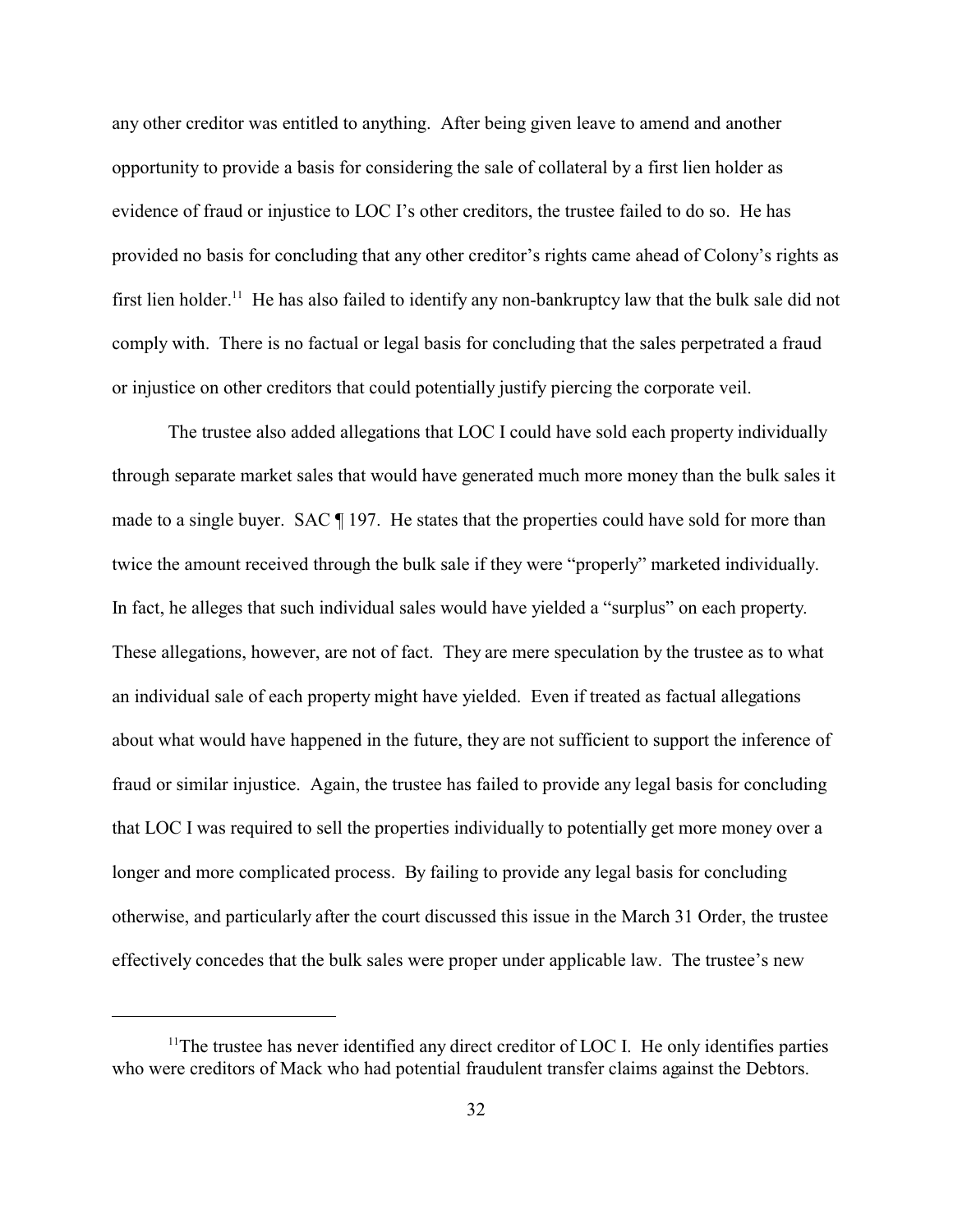any other creditor was entitled to anything. After being given leave to amend and another opportunity to provide a basis for considering the sale of collateral by a first lien holder as evidence of fraud or injustice to LOC I's other creditors, the trustee failed to do so. He has provided no basis for concluding that any other creditor's rights came ahead of Colony's rights as first lien holder.[11] He has also failed to identify any non-bankruptcy law that the bulk sale did not comply with. There is no factual or legal basis for concluding that the sales perpetrated a fraud or injustice on other creditors that could potentially justify piercing the corporate veil.

The trustee also added allegations that LOC I could have sold each property individually through separate market sales that would have generated much more money than the bulk sales it made to a single buyer. SAC ¶ 197. He states that the properties could have sold for more than twice the amount received through the bulk sale if they were "properly" marketed individually. In fact, he alleges that such individual sales would have yielded a "surplus" on each property. These allegations, however, are not of fact. They are mere speculation by the trustee as to what an individual sale of each property might have yielded. Even if treated as factual allegations about what would have happened in the future, they are not sufficient to support the inference of fraud or similar injustice. Again, the trustee has failed to provide any legal basis for concluding that LOC I was required to sell the properties individually to potentially get more money over a longer and more complicated process. By failing to provide any legal basis for concluding otherwise, and particularly after the court discussed this issue in the March 31 Order, the trustee effectively concedes that the bulk sales were proper under applicable law. The trustee's new

---

[11] The trustee has never identified any direct creditor of LOC I. He only identifies parties who were creditors of Mack who had potential fraudulent transfer claims against the Debtors.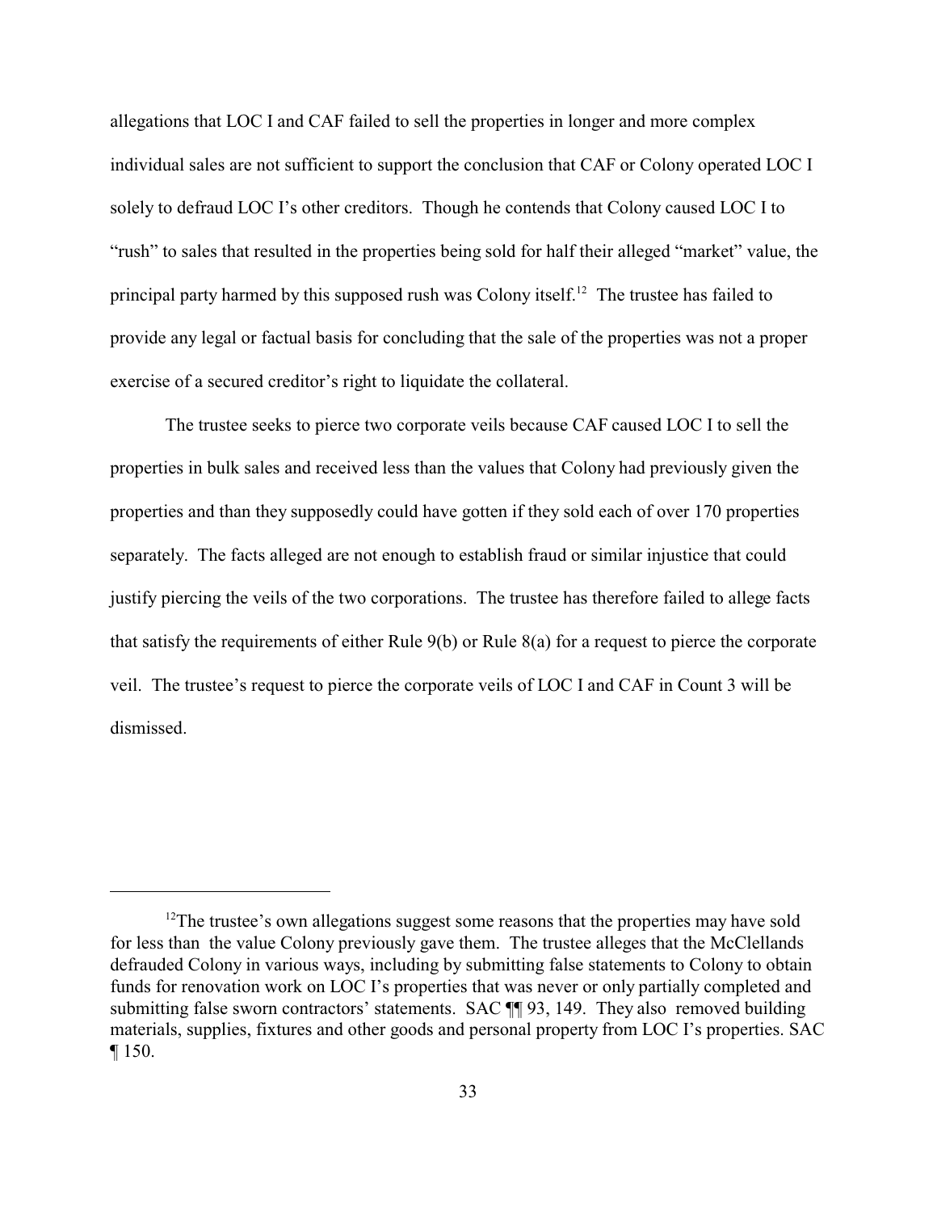allegations that LOC I and CAF failed to sell the properties in longer and more complex individual sales are not sufficient to support the conclusion that CAF or Colony operated LOC I solely to defraud LOC I's other creditors. Though he contends that Colony caused LOC I to "rush" to sales that resulted in the properties being sold for half their alleged "market" value, the principal party harmed by this supposed rush was Colony itself.[12] The trustee has failed to provide any legal or factual basis for concluding that the sale of the properties was not a proper exercise of a secured creditor's right to liquidate the collateral.

The trustee seeks to pierce two corporate veils because CAF caused LOC I to sell the properties in bulk sales and received less than the values that Colony had previously given the properties and than they supposedly could have gotten if they sold each of over 170 properties separately. The facts alleged are not enough to establish fraud or similar injustice that could justify piercing the veils of the two corporations. The trustee has therefore failed to allege facts that satisfy the requirements of either Rule 9(b) or Rule 8(a) for a request to pierce the corporate veil. The trustee's request to pierce the corporate veils of LOC I and CAF in Count 3 will be dismissed.

---

[12]The trustee's own allegations suggest some reasons that the properties may have sold for less than the value Colony previously gave them. The trustee alleges that the McClellands defrauded Colony in various ways, including by submitting false statements to Colony to obtain funds for renovation work on LOC I's properties that was never or only partially completed and submitting false sworn contractors' statements. SAC ¶¶ 93, 149. They also removed building materials, supplies, fixtures and other goods and personal property from LOC I's properties. SAC ¶ 150.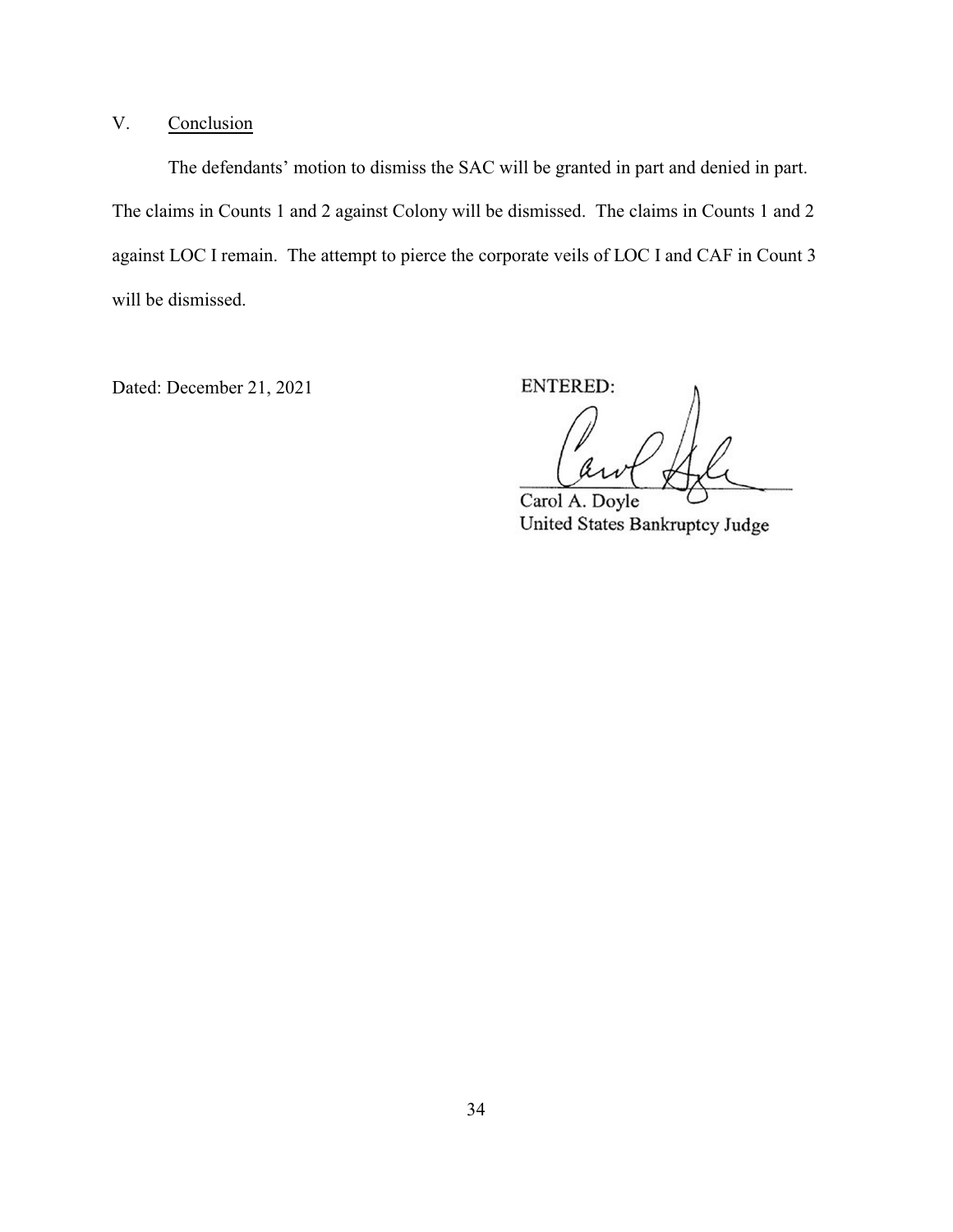## V. Conclusion

The defendants' motion to dismiss the SAC will be granted in part and denied in part. The claims in Counts 1 and 2 against Colony will be dismissed. The claims in Counts 1 and 2 against LOC I remain. The attempt to pierce the corporate veils of LOC I and CAF in Count 3 will be dismissed.

Dated: December 21, 2021

ENTERED:

Carol A. Doyle
United States Bankruptcy Judge